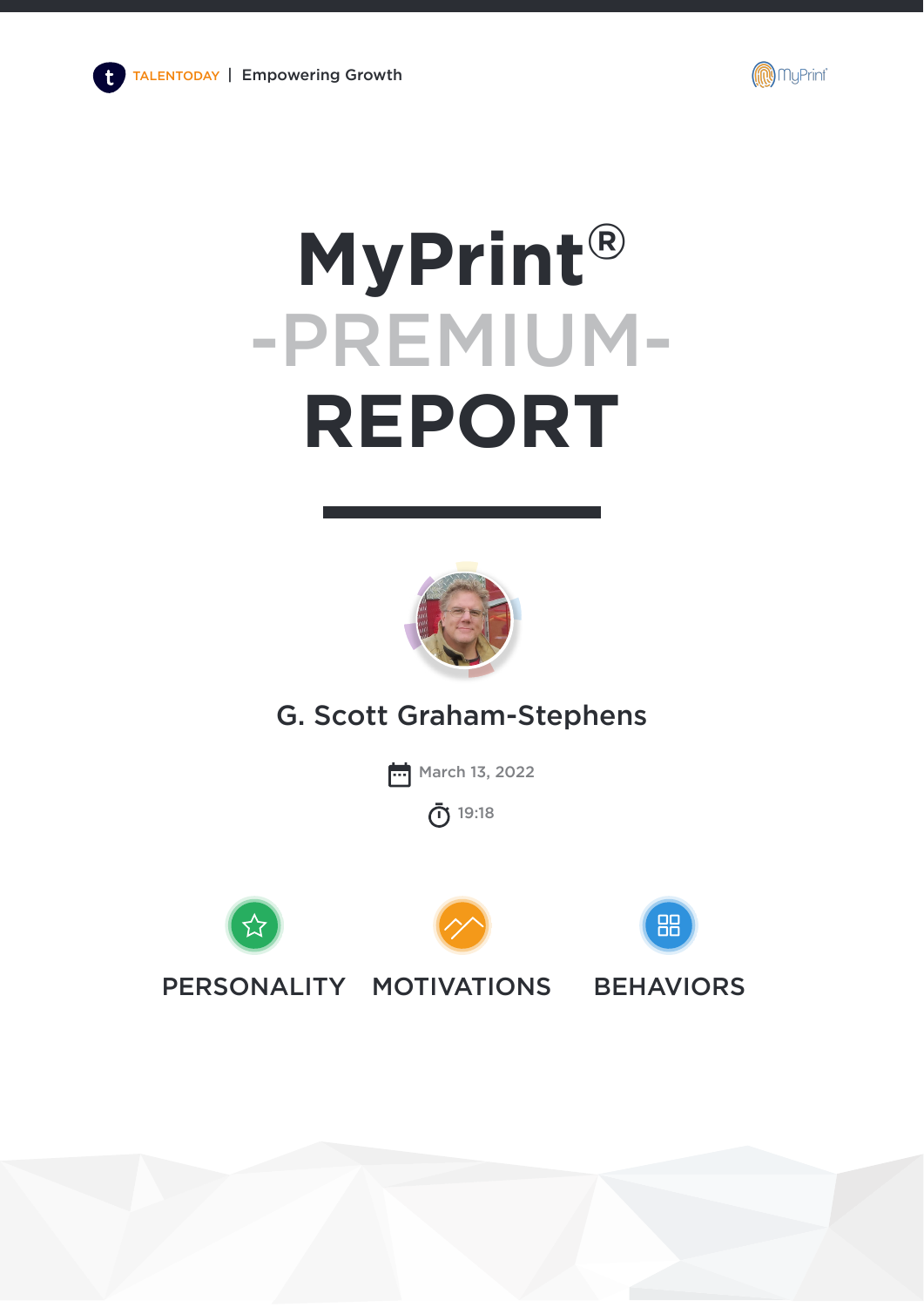TALENTODAY | Empowering Growth

MyPrint

# MyPrint®

# -PREMIUM-

# REPORT

G. Scott Graham-Stephens

March 13, 2022

19:18

PERSONALITY MOTIVATIONS BEHAVIORS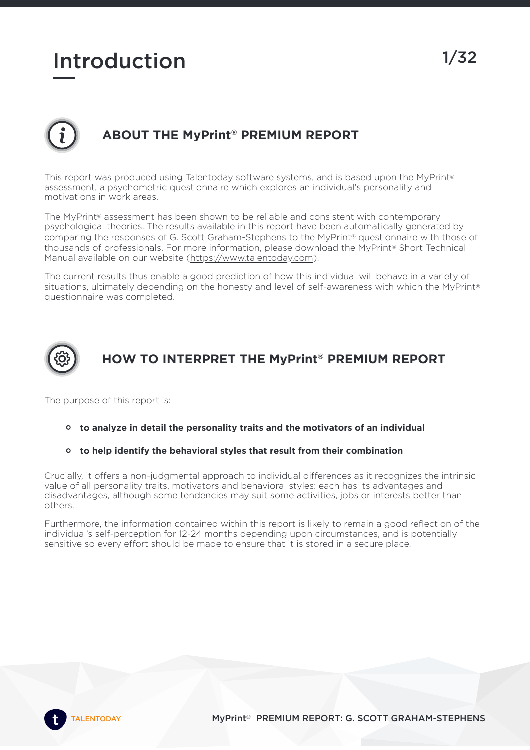# Introduction

## ABOUT THE MyPrint® PREMIUM REPORT

This report was produced using Talentoday software systems, and is based upon the MyPrint® assessment, a psychometric questionnaire which explores an individual's personality and motivations in work areas.

The MyPrint® assessment has been shown to be reliable and consistent with contemporary psychological theories. The results available in this report have been automatically generated by comparing the responses of G. Scott Graham-Stephens to the MyPrint® questionnaire with those of thousands of professionals. For more information, please download the MyPrint® Short Technical Manual available on our website (https://www.talentoday.com).

The current results thus enable a good prediction of how this individual will behave in a variety of situations, ultimately depending on the honesty and level of self-awareness with which the MyPrint® questionnaire was completed.

## HOW TO INTERPRET THE MyPrint® PREMIUM REPORT

The purpose of this report is:

- **to analyze in detail the personality traits and the motivators of an individual**
- **to help identify the behavioral styles that result from their combination**

Crucially, it offers a non-judgmental approach to individual differences as it recognizes the intrinsic value of all personality traits, motivators and behavioral styles: each has its advantages and disadvantages, although some tendencies may suit some activities, jobs or interests better than others.

Furthermore, the information contained within this report is likely to remain a good reflection of the individual's self-perception for 12-24 months depending upon circumstances, and is potentially sensitive so every effort should be made to ensure that it is stored in a secure place.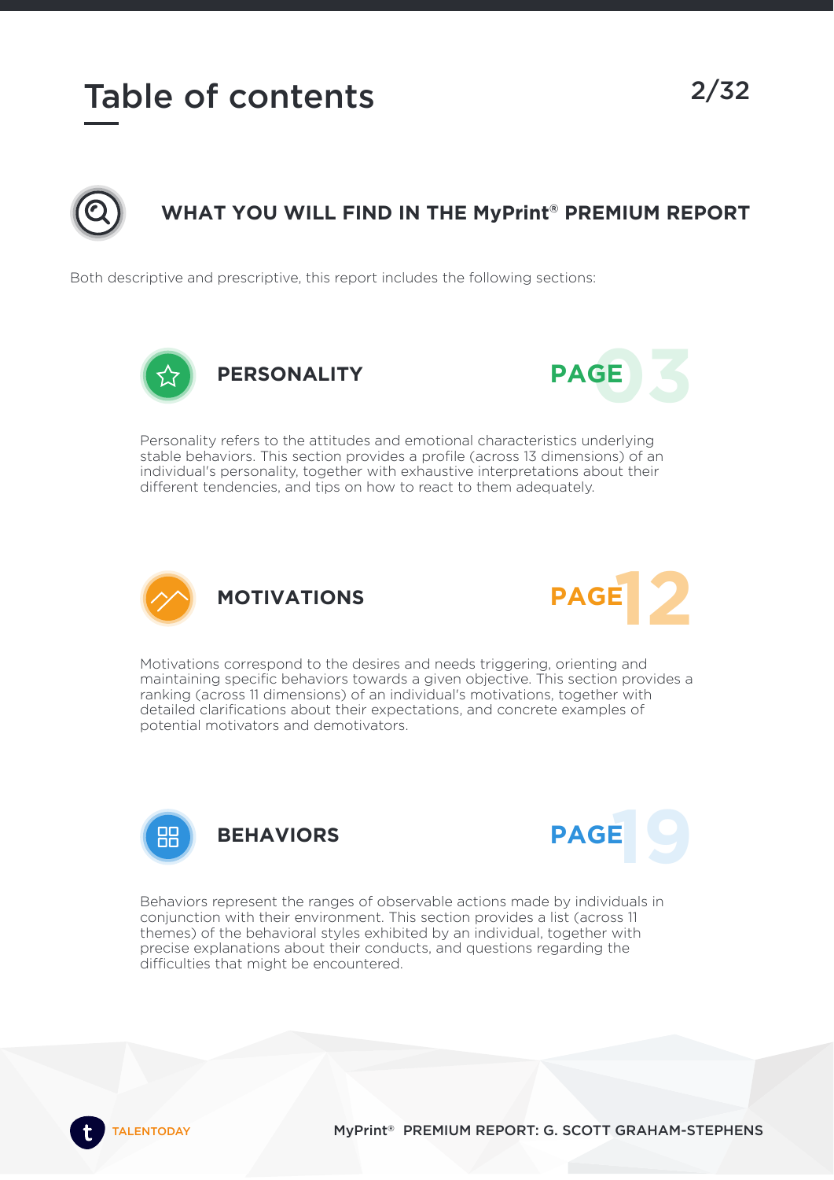# Table of contents

## WHAT YOU WILL FIND IN THE MyPrint® PREMIUM REPORT

Both descriptive and prescriptive, this report includes the following sections:

### PERSONALITY

PAGE 03

Personality refers to the attitudes and emotional characteristics underlying stable behaviors. This section provides a profile (across 13 dimensions) of an individual's personality, together with exhaustive interpretations about their different tendencies, and tips on how to react to them adequately.

### MOTIVATIONS

PAGE 12

Motivations correspond to the desires and needs triggering, orienting and maintaining specific behaviors towards a given objective. This section provides a ranking (across 11 dimensions) of an individual's motivations, together with detailed clarifications about their expectations, and concrete examples of potential motivators and demotivators.

### BEHAVIORS

PAGE 19

Behaviors represent the ranges of observable actions made by individuals in conjunction with their environment. This section provides a list (across 11 themes) of the behavioral styles exhibited by an individual, together with precise explanations about their conducts, and questions regarding the difficulties that might be encountered.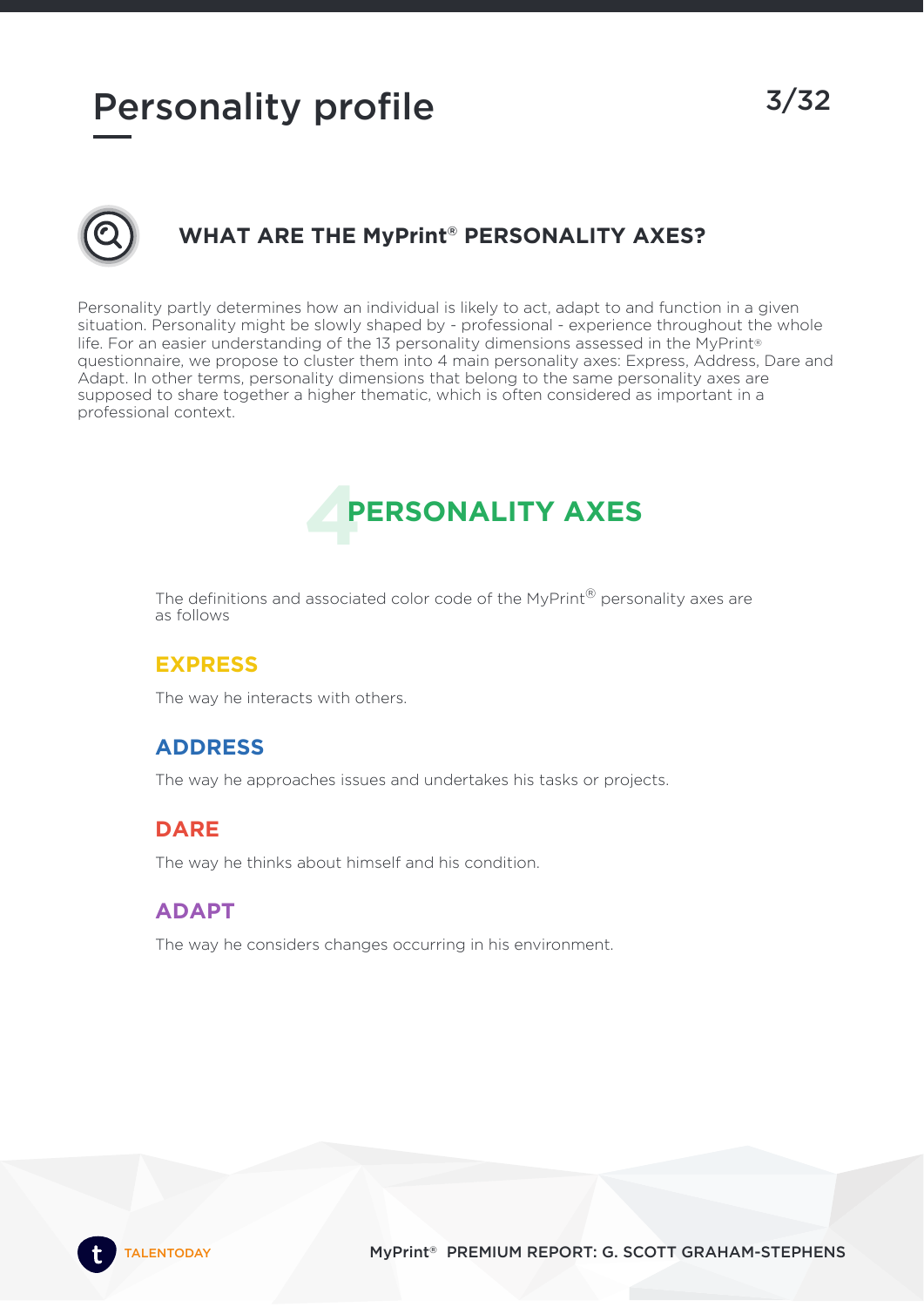# Personality profile

## WHAT ARE THE MyPrint® PERSONALITY AXES?

Personality partly determines how an individual is likely to act, adapt to and function in a given situation. Personality might be slowly shaped by - professional - experience throughout the whole life. For an easier understanding of the 13 personality dimensions assessed in the MyPrint® questionnaire, we propose to cluster them into 4 main personality axes: Express, Address, Dare and Adapt. In other terms, personality dimensions that belong to the same personality axes are supposed to share together a higher thematic, which is often considered as important in a professional context.

## 4 PERSONALITY AXES

The definitions and associated color code of the MyPrint® personality axes are as follows

### EXPRESS

The way he interacts with others.

### ADDRESS

The way he approaches issues and undertakes his tasks or projects.

### DARE

The way he thinks about himself and his condition.

### ADAPT

The way he considers changes occurring in his environment.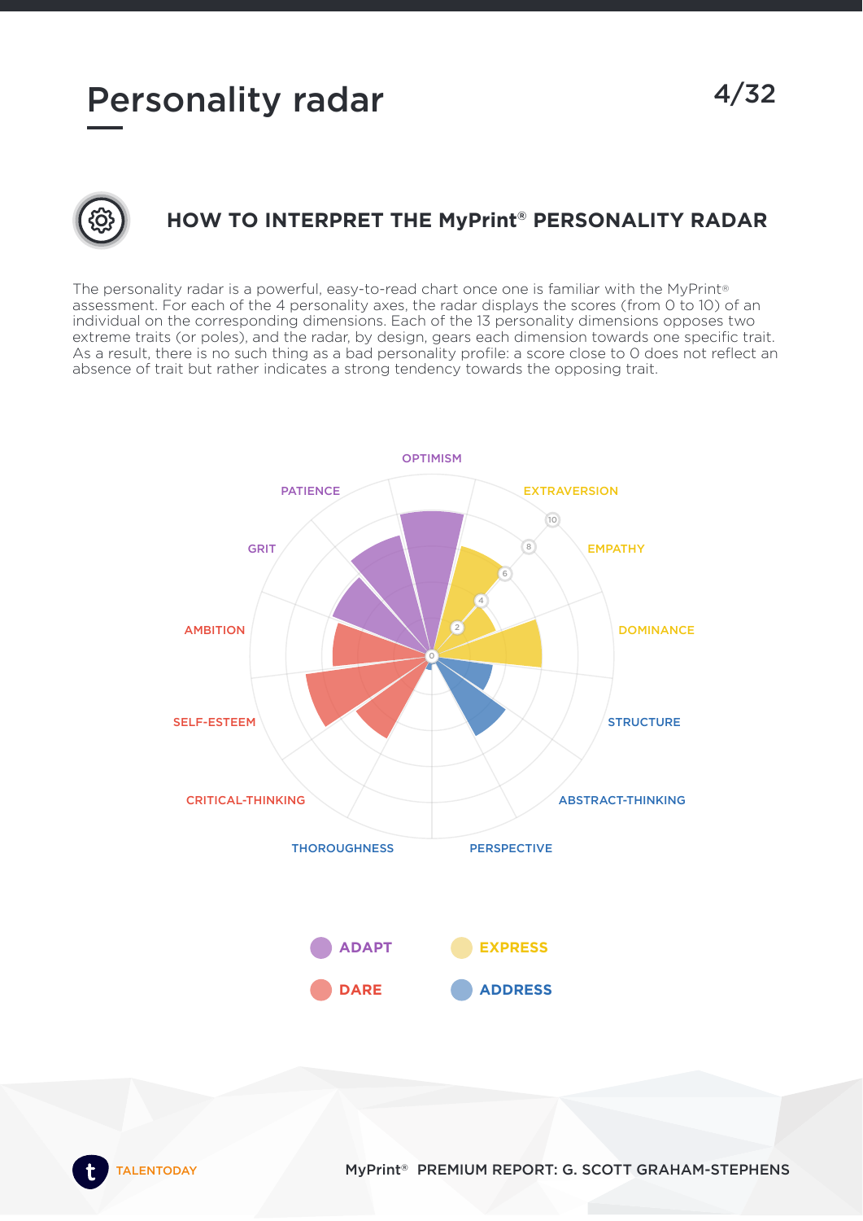# Personality radar

## HOW TO INTERPRET THE MyPrint® PERSONALITY RADAR

The personality radar is a powerful, easy-to-read chart once one is familiar with the MyPrint® assessment. For each of the 4 personality axes, the radar displays the scores (from 0 to 10) of an individual on the corresponding dimensions. Each of the 13 personality dimensions opposes two extreme traits (or poles), and the radar, by design, gears each dimension towards one specific trait. As a result, there is no such thing as a bad personality profile: a score close to 0 does not reflect an absence of trait but rather indicates a strong tendency towards the opposing trait.

OPTIMISM

PATIENCE

EXTRAVERSION

GRIT

EMPATHY

AMBITION

DOMINANCE

SELF-ESTEEM

STRUCTURE

CRITICAL-THINKING

ABSTRACT-THINKING

THOROUGHNESS

PERSPECTIVE

ADAPT

EXPRESS

DARE

ADDRESS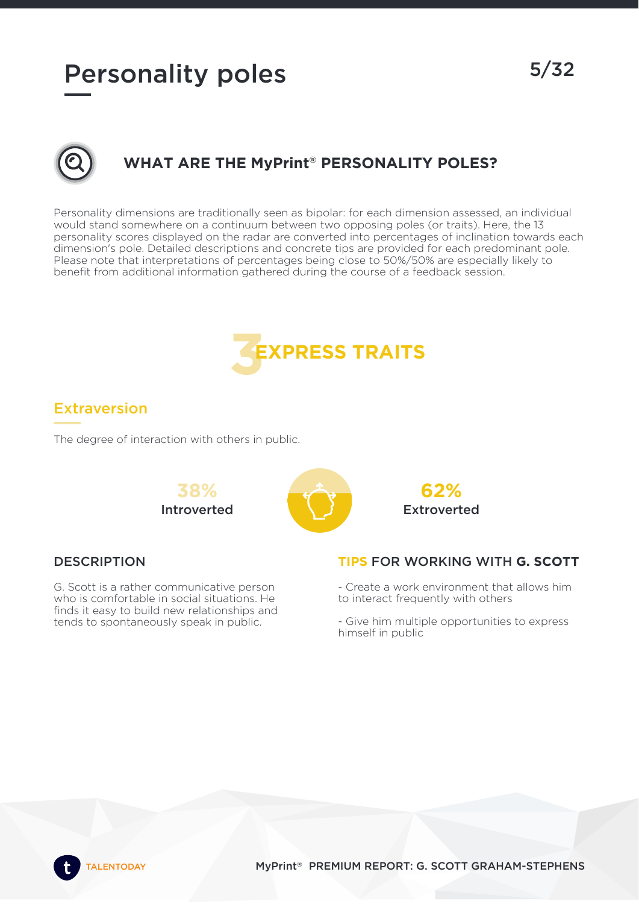# Personality poles

## WHAT ARE THE MyPrint® PERSONALITY POLES?

Personality dimensions are traditionally seen as bipolar: for each dimension assessed, an individual would stand somewhere on a continuum between two opposing poles (or traits). Here, the 13 personality scores displayed on the radar are converted into percentages of inclination towards each dimension's pole. Detailed descriptions and concrete tips are provided for each predominant pole. Please note that interpretations of percentages being close to 50%/50% are especially likely to benefit from additional information gathered during the course of a feedback session.

## 3 EXPRESS TRAITS

### Extraversion

The degree of interaction with others in public.

**38%** Introverted

**62%** Extroverted

#### DESCRIPTION

G. Scott is a rather communicative person who is comfortable in social situations. He finds it easy to build new relationships and tends to spontaneously speak in public.

#### TIPS FOR WORKING WITH G. SCOTT

- Create a work environment that allows him to interact frequently with others
- Give him multiple opportunities to express himself in public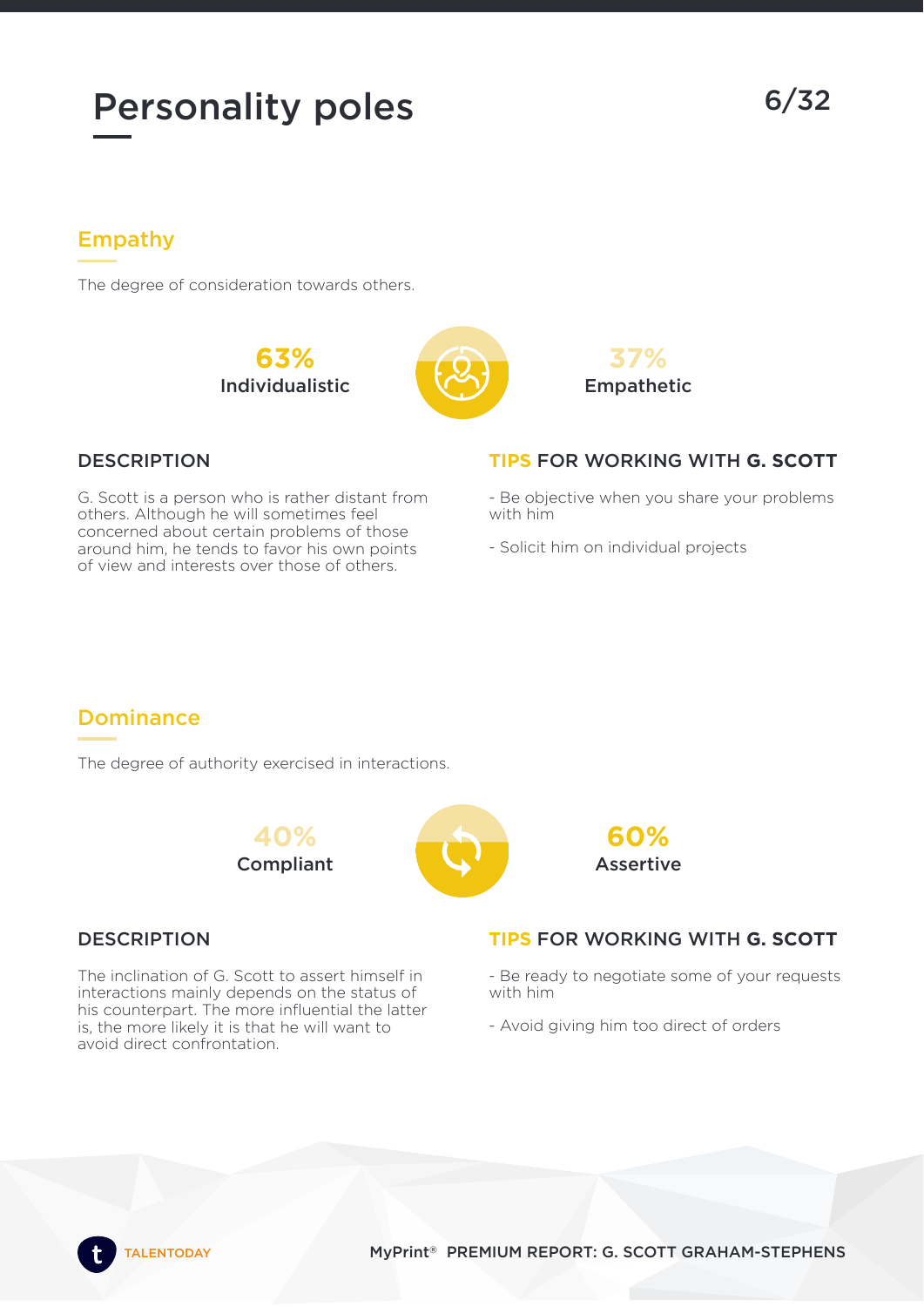# Personality poles

## Empathy

The degree of consideration towards others.

**63%** Individualistic | **37%** Empathetic

### DESCRIPTION

G. Scott is a person who is rather distant from others. Although he will sometimes feel concerned about certain problems of those around him, he tends to favor his own points of view and interests over those of others.

### TIPS FOR WORKING WITH G. SCOTT

- Be objective when you share your problems with him
- Solicit him on individual projects

## Dominance

The degree of authority exercised in interactions.

**40%** Compliant | **60%** Assertive

### DESCRIPTION

The inclination of G. Scott to assert himself in interactions mainly depends on the status of his counterpart. The more influential the latter is, the more likely it is that he will want to avoid direct confrontation.

### TIPS FOR WORKING WITH G. SCOTT

- Be ready to negotiate some of your requests with him
- Avoid giving him too direct of orders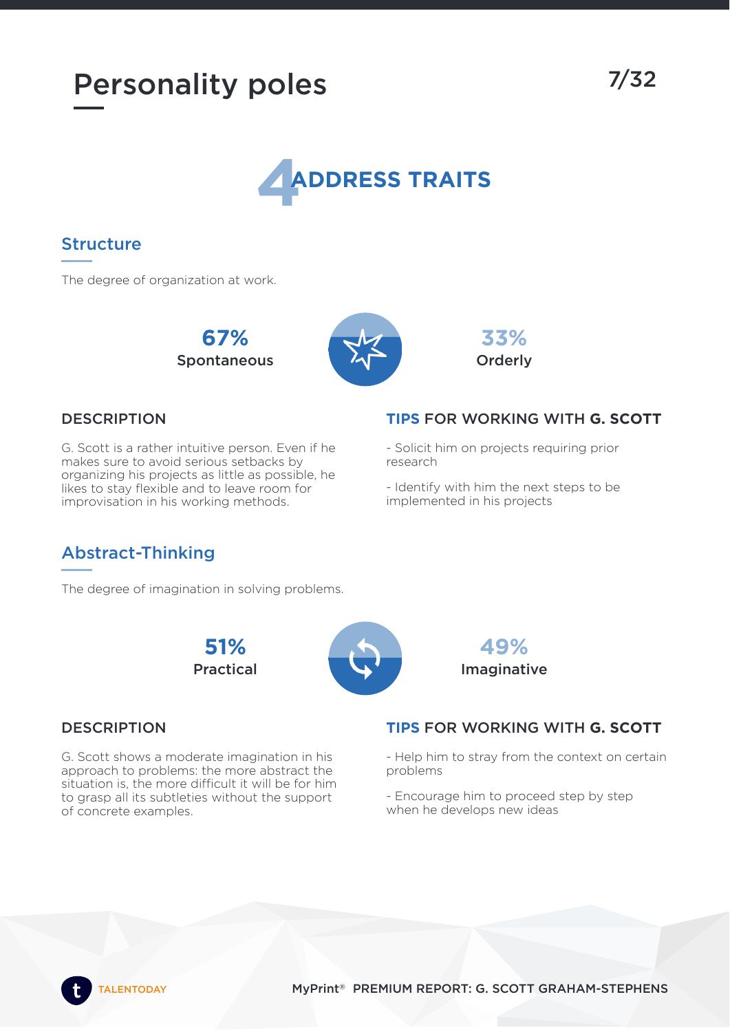# Personality poles

## 4 ADDRESS TRAITS

### Structure

The degree of organization at work.

**67%** Spontaneous — **33%** Orderly

#### DESCRIPTION

G. Scott is a rather intuitive person. Even if he makes sure to avoid serious setbacks by organizing his projects as little as possible, he likes to stay flexible and to leave room for improvisation in his working methods.

#### TIPS FOR WORKING WITH G. SCOTT

- Solicit him on projects requiring prior research
- Identify with him the next steps to be implemented in his projects

### Abstract-Thinking

The degree of imagination in solving problems.

**51%** Practical — **49%** Imaginative

#### DESCRIPTION

G. Scott shows a moderate imagination in his approach to problems: the more abstract the situation is, the more difficult it will be for him to grasp all its subtleties without the support of concrete examples.

#### TIPS FOR WORKING WITH G. SCOTT

- Help him to stray from the context on certain problems
- Encourage him to proceed step by step when he develops new ideas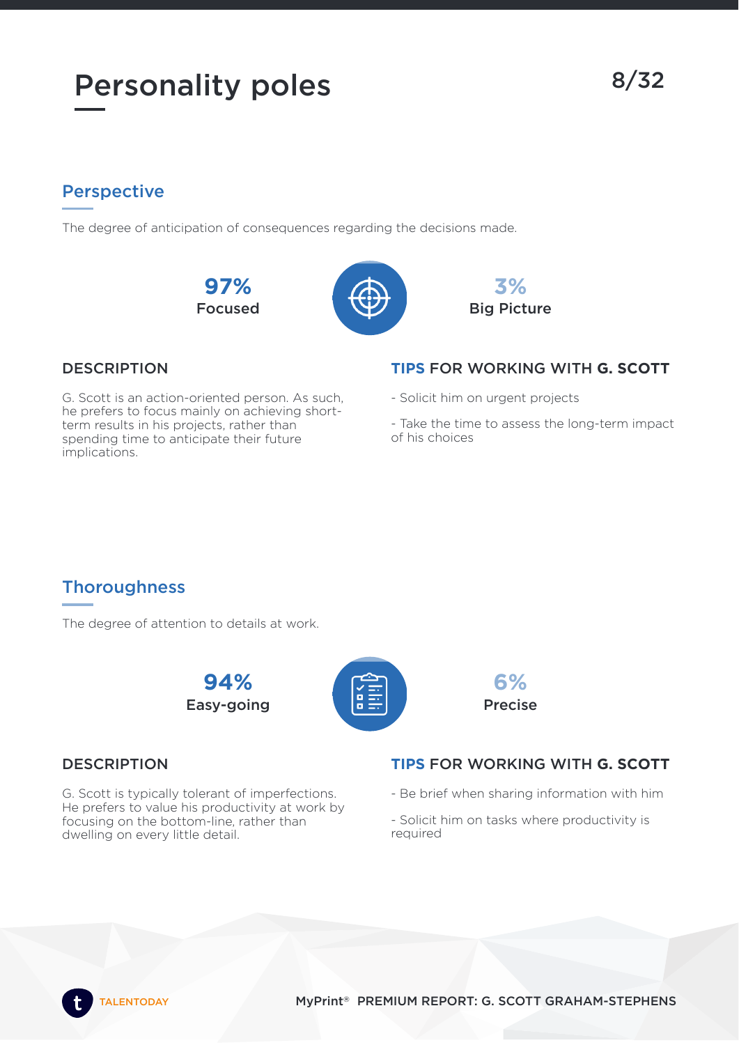# Personality poles

## Perspective

The degree of anticipation of consequences regarding the decisions made.

**97%** Focused

**3%** Big Picture

### DESCRIPTION

G. Scott is an action-oriented person. As such, he prefers to focus mainly on achieving short-term results in his projects, rather than spending time to anticipate their future implications.

### TIPS FOR WORKING WITH G. SCOTT

- Solicit him on urgent projects
- Take the time to assess the long-term impact of his choices

## Thoroughness

The degree of attention to details at work.

**94%** Easy-going

**6%** Precise

### DESCRIPTION

G. Scott is typically tolerant of imperfections. He prefers to value his productivity at work by focusing on the bottom-line, rather than dwelling on every little detail.

### TIPS FOR WORKING WITH G. SCOTT

- Be brief when sharing information with him
- Solicit him on tasks where productivity is required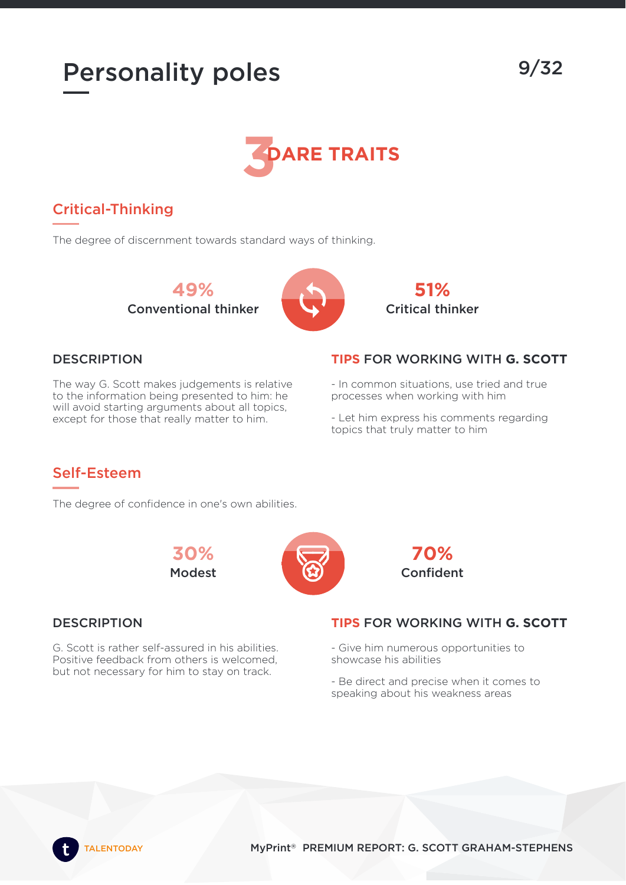# Personality poles

## 3 DARE TRAITS

### Critical-Thinking

The degree of discernment towards standard ways of thinking.

**49%** Conventional thinker

**51%** Critical thinker

#### DESCRIPTION

The way G. Scott makes judgements is relative to the information being presented to him: he will avoid starting arguments about all topics, except for those that really matter to him.

#### TIPS FOR WORKING WITH G. SCOTT

- In common situations, use tried and true processes when working with him
- Let him express his comments regarding topics that truly matter to him

### Self-Esteem

The degree of confidence in one's own abilities.

**30%** Modest

**70%** Confident

#### DESCRIPTION

G. Scott is rather self-assured in his abilities. Positive feedback from others is welcomed, but not necessary for him to stay on track.

#### TIPS FOR WORKING WITH G. SCOTT

- Give him numerous opportunities to showcase his abilities
- Be direct and precise when it comes to speaking about his weakness areas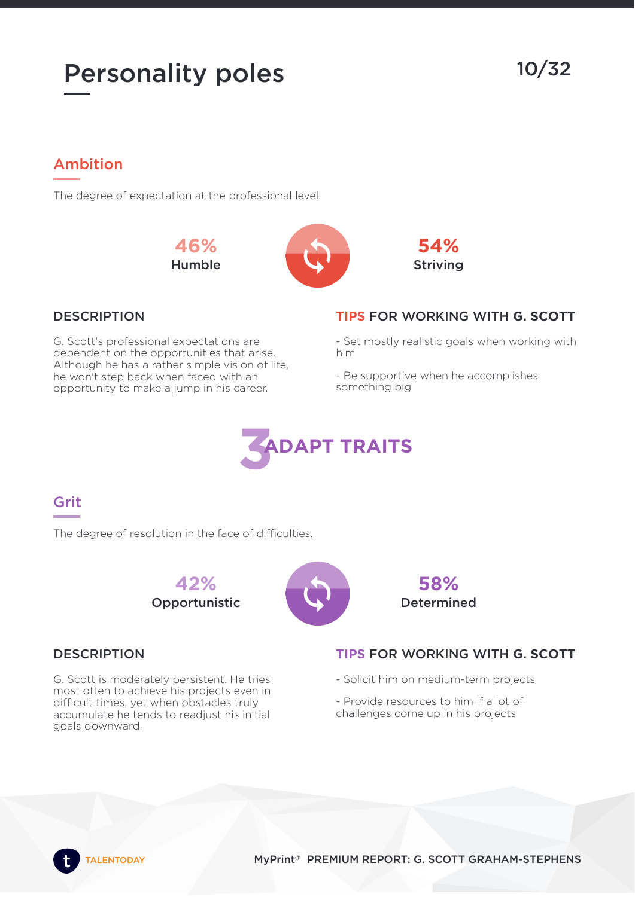# Personality poles

## Ambition

The degree of expectation at the professional level.

**46%** Humble — **54%** Striving

### DESCRIPTION

G. Scott's professional expectations are dependent on the opportunities that arise. Although he has a rather simple vision of life, he won't step back when faced with an opportunity to make a jump in his career.

### TIPS FOR WORKING WITH G. SCOTT

- Set mostly realistic goals when working with him
- Be supportive when he accomplishes something big

# 3 ADAPT TRAITS

## Grit

The degree of resolution in the face of difficulties.

**42%** Opportunistic — **58%** Determined

### DESCRIPTION

G. Scott is moderately persistent. He tries most often to achieve his projects even in difficult times, yet when obstacles truly accumulate he tends to readjust his initial goals downward.

### TIPS FOR WORKING WITH G. SCOTT

- Solicit him on medium-term projects
- Provide resources to him if a lot of challenges come up in his projects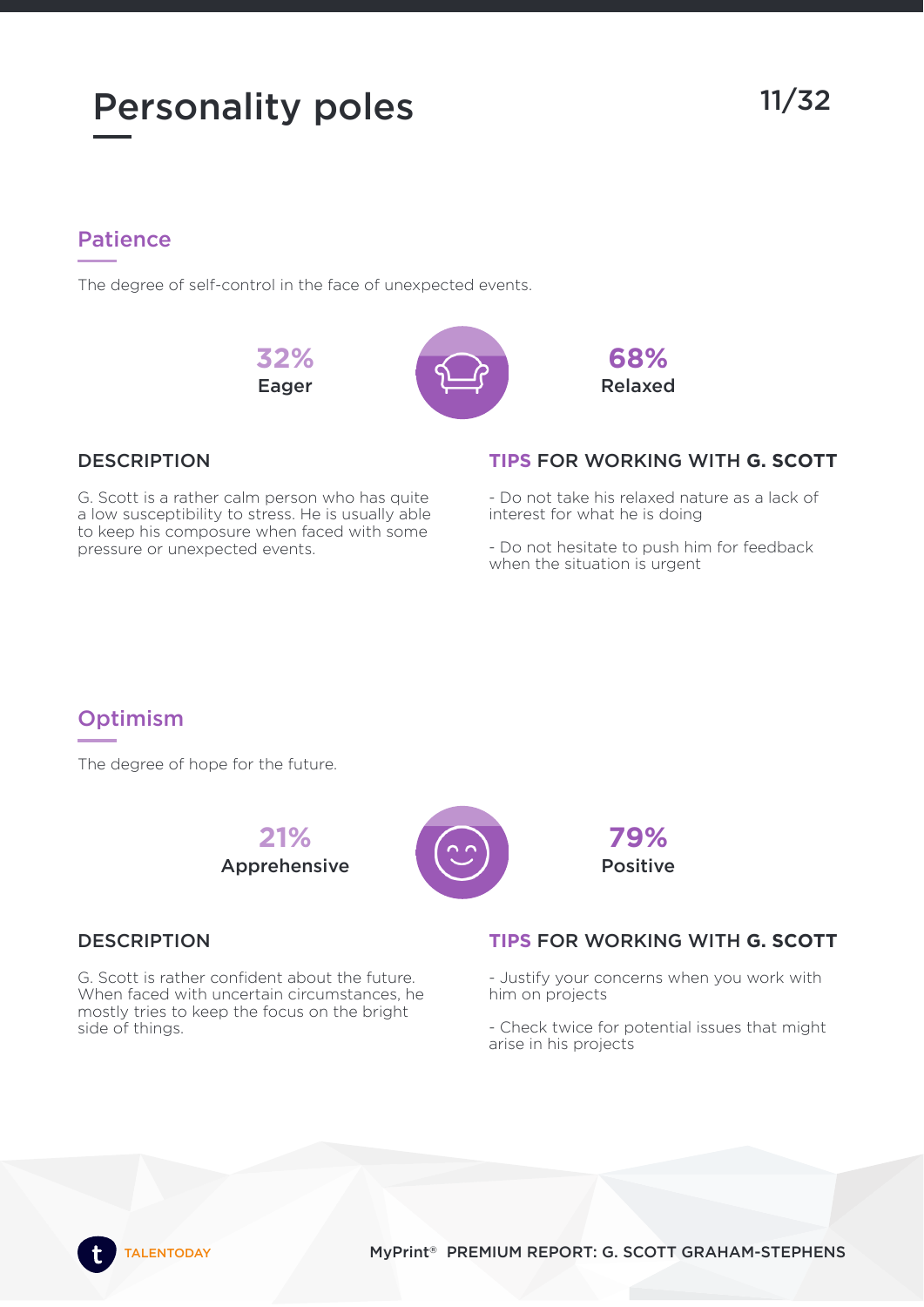# Personality poles

## Patience

The degree of self-control in the face of unexpected events.

**32%** Eager | **68%** Relaxed

### DESCRIPTION

G. Scott is a rather calm person who has quite a low susceptibility to stress. He is usually able to keep his composure when faced with some pressure or unexpected events.

### TIPS FOR WORKING WITH G. SCOTT

- Do not take his relaxed nature as a lack of interest for what he is doing
- Do not hesitate to push him for feedback when the situation is urgent

## Optimism

The degree of hope for the future.

**21%** Apprehensive | **79%** Positive

### DESCRIPTION

G. Scott is rather confident about the future. When faced with uncertain circumstances, he mostly tries to keep the focus on the bright side of things.

### TIPS FOR WORKING WITH G. SCOTT

- Justify your concerns when you work with him on projects
- Check twice for potential issues that might arise in his projects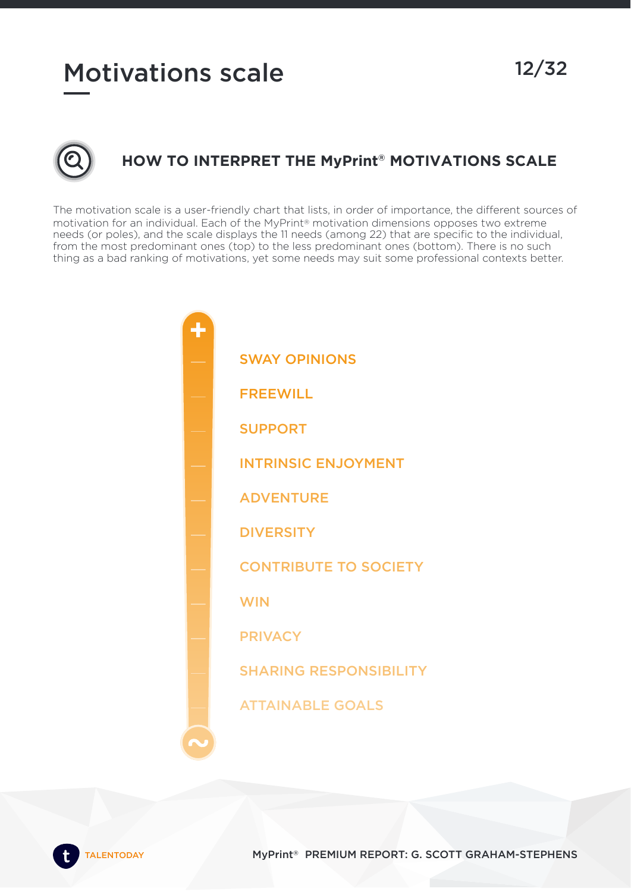# Motivations scale

## HOW TO INTERPRET THE MyPrint® MOTIVATIONS SCALE

The motivation scale is a user-friendly chart that lists, in order of importance, the different sources of motivation for an individual. Each of the MyPrint® motivation dimensions opposes two extreme needs (or poles), and the scale displays the 11 needs (among 22) that are specific to the individual, from the most predominant ones (top) to the less predominant ones (bottom). There is no such thing as a bad ranking of motivations, yet some needs may suit some professional contexts better.

+

- SWAY OPINIONS
- FREEWILL
- SUPPORT
- INTRINSIC ENJOYMENT
- ADVENTURE
- DIVERSITY
- CONTRIBUTE TO SOCIETY
- WIN
- PRIVACY
- SHARING RESPONSIBILITY
- ATTAINABLE GOALS

~

MyPrint® PREMIUM REPORT: G. SCOTT GRAHAM-STEPHENS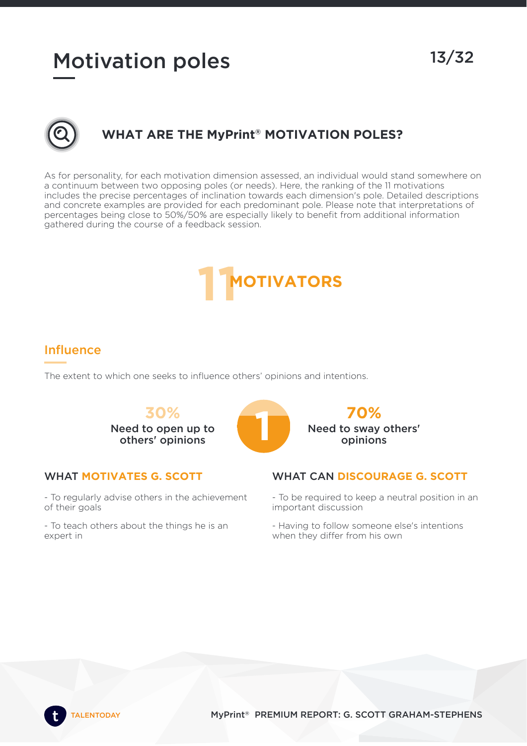# Motivation poles

## WHAT ARE THE MyPrint® MOTIVATION POLES?

As for personality, for each motivation dimension assessed, an individual would stand somewhere on a continuum between two opposing poles (or needs). Here, the ranking of the 11 motivations includes the precise percentages of inclination towards each dimension's pole. Detailed descriptions and concrete examples are provided for each predominant pole. Please note that interpretations of percentages being close to 50%/50% are especially likely to benefit from additional information gathered during the course of a feedback session.

## 11 MOTIVATORS

### Influence

The extent to which one seeks to influence others' opinions and intentions.

**30%** Need to open up to others' opinions

**1**

**70%** Need to sway others' opinions

#### WHAT MOTIVATES G. SCOTT

- To regularly advise others in the achievement of their goals
- To teach others about the things he is an expert in

#### WHAT CAN DISCOURAGE G. SCOTT

- To be required to keep a neutral position in an important discussion
- Having to follow someone else's intentions when they differ from his own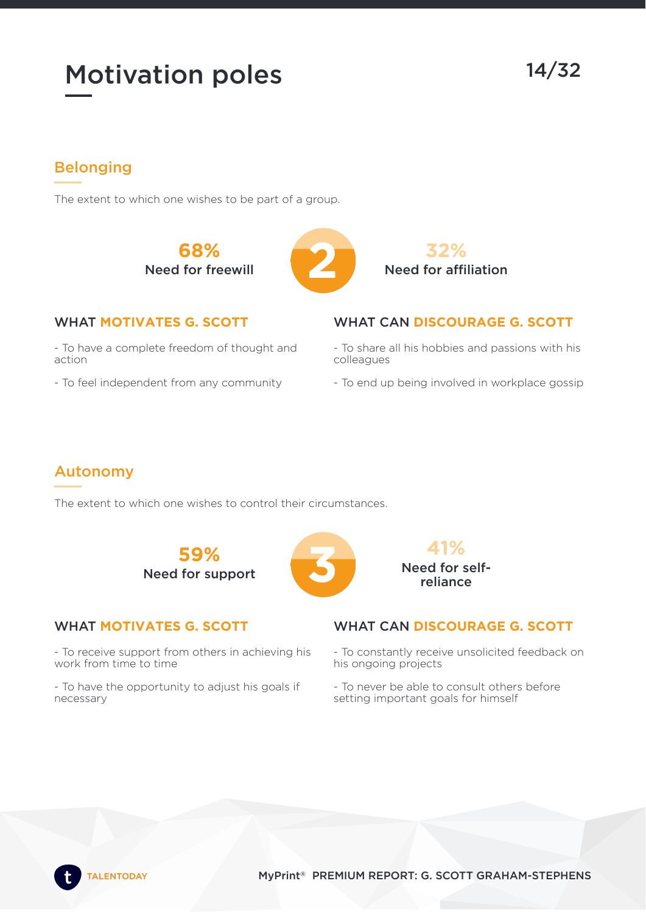# Motivation poles

## Belonging

The extent to which one wishes to be part of a group.

**68%** Need for freewill — **2** — **32%** Need for affiliation

### WHAT MOTIVATES G. SCOTT

- To have a complete freedom of thought and action
- To feel independent from any community

### WHAT CAN DISCOURAGE G. SCOTT

- To share all his hobbies and passions with his colleagues
- To end up being involved in workplace gossip

## Autonomy

The extent to which one wishes to control their circumstances.

**59%** Need for support — **3** — **41%** Need for self-reliance

### WHAT MOTIVATES G. SCOTT

- To receive support from others in achieving his work from time to time
- To have the opportunity to adjust his goals if necessary

### WHAT CAN DISCOURAGE G. SCOTT

- To constantly receive unsolicited feedback on his ongoing projects
- To never be able to consult others before setting important goals for himself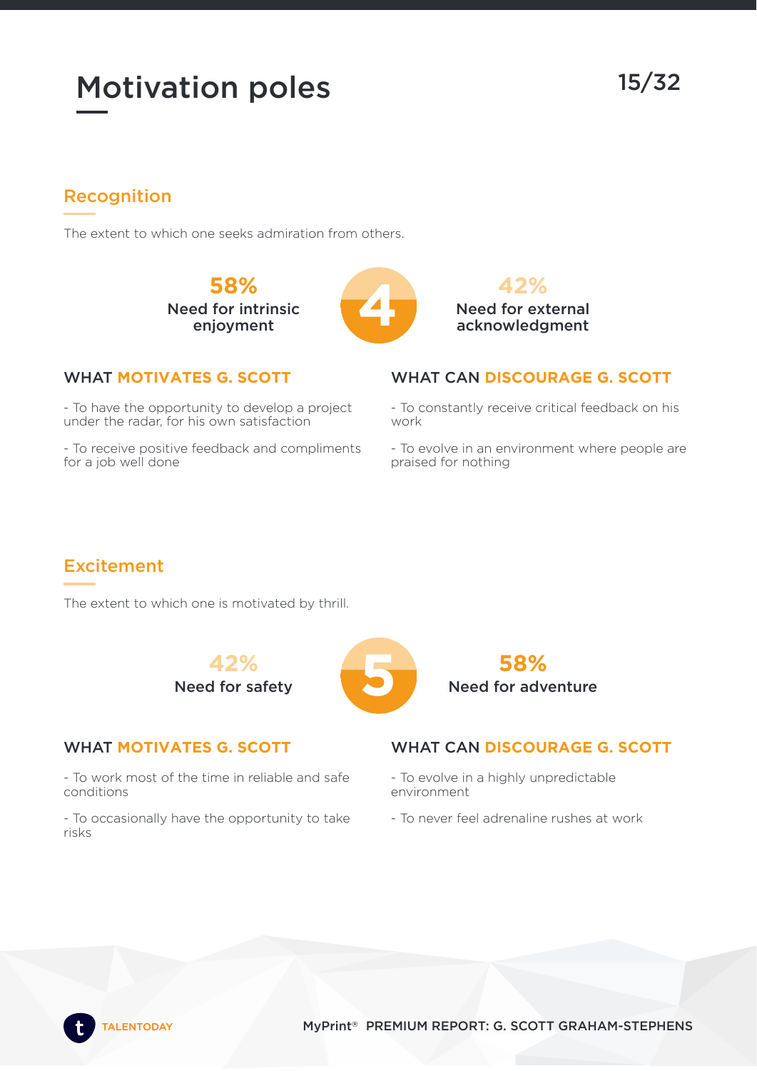# Motivation poles

## Recognition

The extent to which one seeks admiration from others.

**58%** Need for intrinsic enjoyment — **4** — **42%** Need for external acknowledgment

### WHAT MOTIVATES G. SCOTT

- To have the opportunity to develop a project under the radar, for his own satisfaction
- To receive positive feedback and compliments for a job well done

### WHAT CAN DISCOURAGE G. SCOTT

- To constantly receive critical feedback on his work
- To evolve in an environment where people are praised for nothing

## Excitement

The extent to which one is motivated by thrill.

**42%** Need for safety — **5** — **58%** Need for adventure

### WHAT MOTIVATES G. SCOTT

- To work most of the time in reliable and safe conditions
- To occasionally have the opportunity to take risks

### WHAT CAN DISCOURAGE G. SCOTT

- To evolve in a highly unpredictable environment
- To never feel adrenaline rushes at work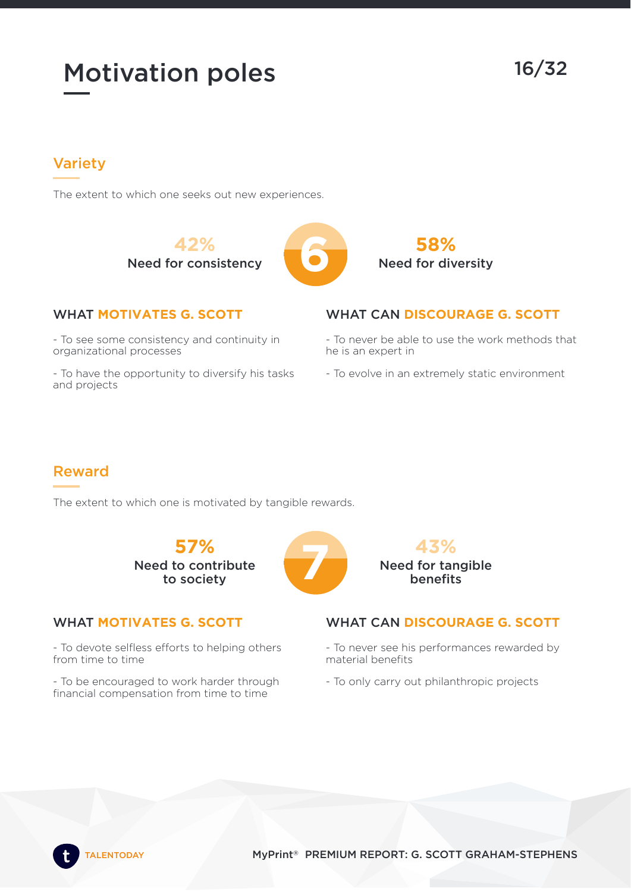# Motivation poles

## Variety

The extent to which one seeks out new experiences.

**42%** Need for consistency | **6** | **58%** Need for diversity

### WHAT MOTIVATES G. SCOTT

- To see some consistency and continuity in organizational processes
- To have the opportunity to diversify his tasks and projects

### WHAT CAN DISCOURAGE G. SCOTT

- To never be able to use the work methods that he is an expert in
- To evolve in an extremely static environment

## Reward

The extent to which one is motivated by tangible rewards.

**57%** Need to contribute to society | **7** | **43%** Need for tangible benefits

### WHAT MOTIVATES G. SCOTT

- To devote selfless efforts to helping others from time to time
- To be encouraged to work harder through financial compensation from time to time

### WHAT CAN DISCOURAGE G. SCOTT

- To never see his performances rewarded by material benefits
- To only carry out philanthropic projects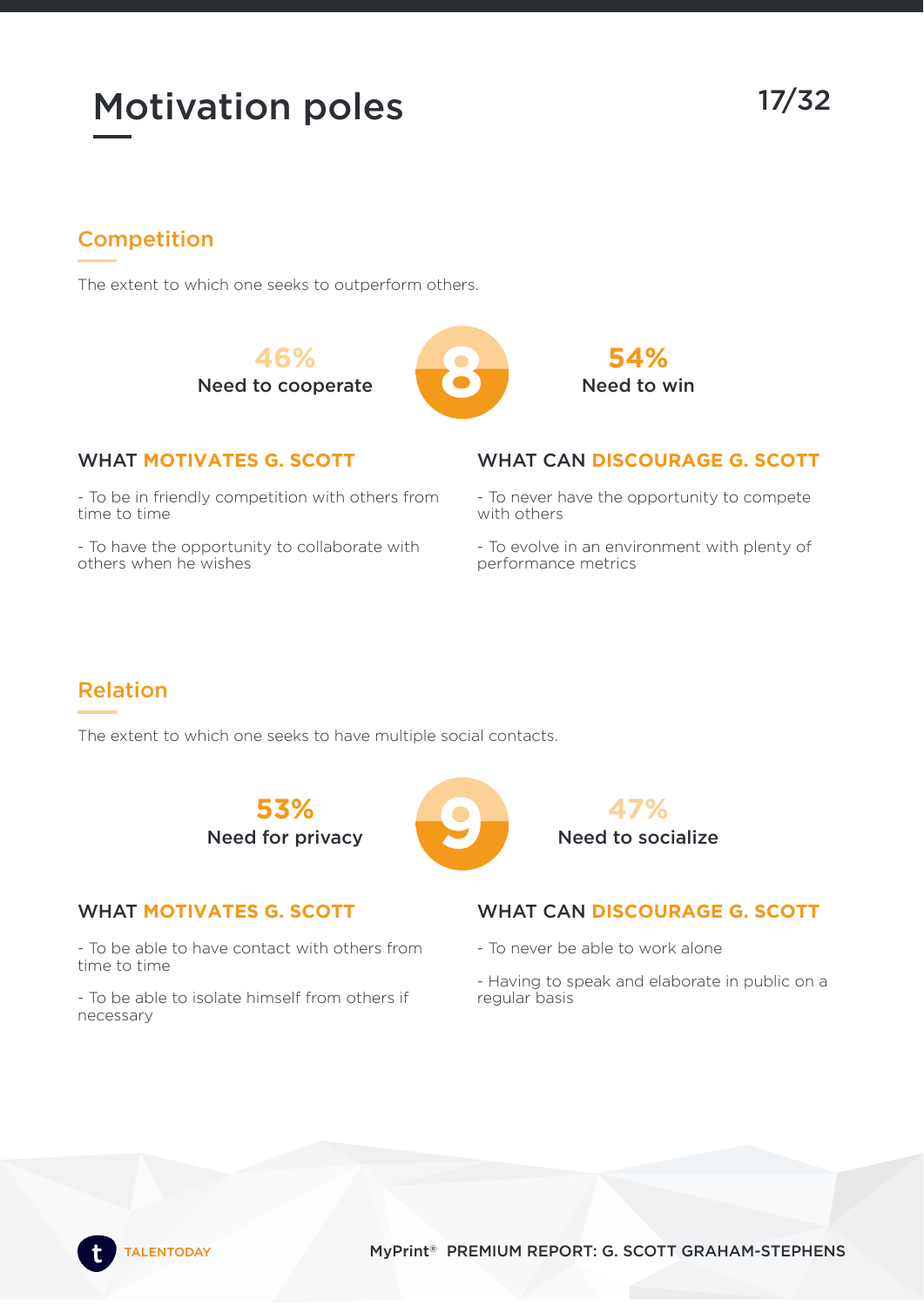# Motivation poles

## Competition

The extent to which one seeks to outperform others.

**46%** Need to cooperate — **8** — **54%** Need to win

### WHAT MOTIVATES G. SCOTT

- To be in friendly competition with others from time to time
- To have the opportunity to collaborate with others when he wishes

### WHAT CAN DISCOURAGE G. SCOTT

- To never have the opportunity to compete with others
- To evolve in an environment with plenty of performance metrics

## Relation

The extent to which one seeks to have multiple social contacts.

**53%** Need for privacy — **9** — **47%** Need to socialize

### WHAT MOTIVATES G. SCOTT

- To be able to have contact with others from time to time
- To be able to isolate himself from others if necessary

### WHAT CAN DISCOURAGE G. SCOTT

- To never be able to work alone
- Having to speak and elaborate in public on a regular basis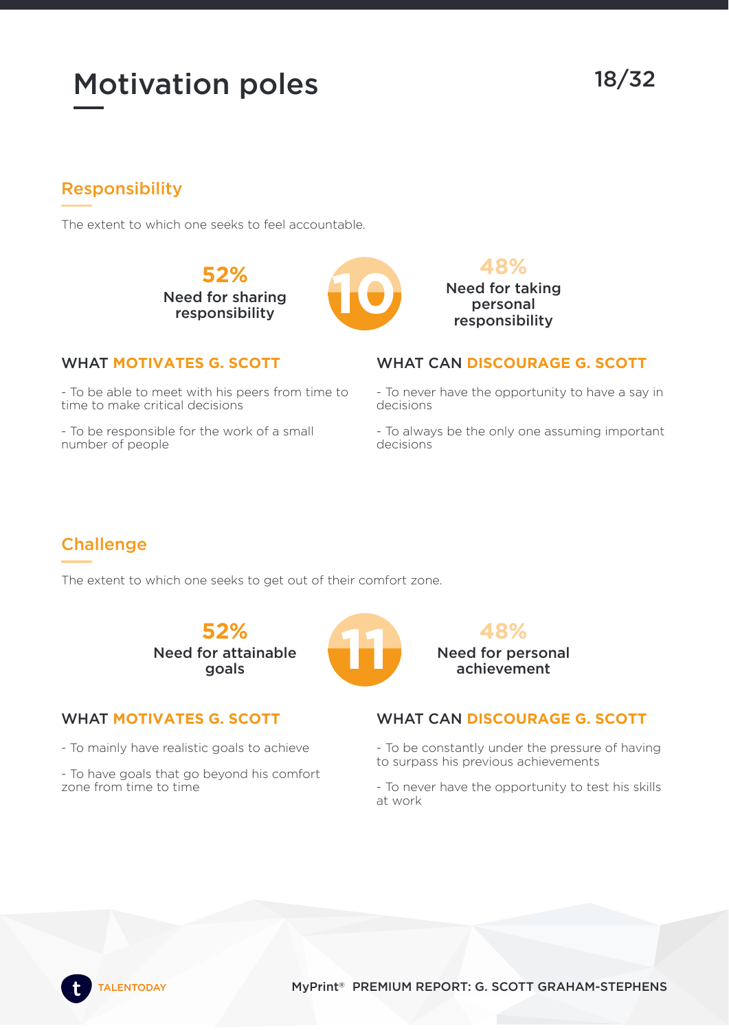# Motivation poles

## Responsibility

The extent to which one seeks to feel accountable.

**52%**
Need for sharing responsibility

**10**

**48%**
Need for taking personal responsibility

### WHAT MOTIVATES G. SCOTT

- To be able to meet with his peers from time to time to make critical decisions
- To be responsible for the work of a small number of people

### WHAT CAN DISCOURAGE G. SCOTT

- To never have the opportunity to have a say in decisions
- To always be the only one assuming important decisions

## Challenge

The extent to which one seeks to get out of their comfort zone.

**52%**
Need for attainable goals

**11**

**48%**
Need for personal achievement

### WHAT MOTIVATES G. SCOTT

- To mainly have realistic goals to achieve
- To have goals that go beyond his comfort zone from time to time

### WHAT CAN DISCOURAGE G. SCOTT

- To be constantly under the pressure of having to surpass his previous achievements
- To never have the opportunity to test his skills at work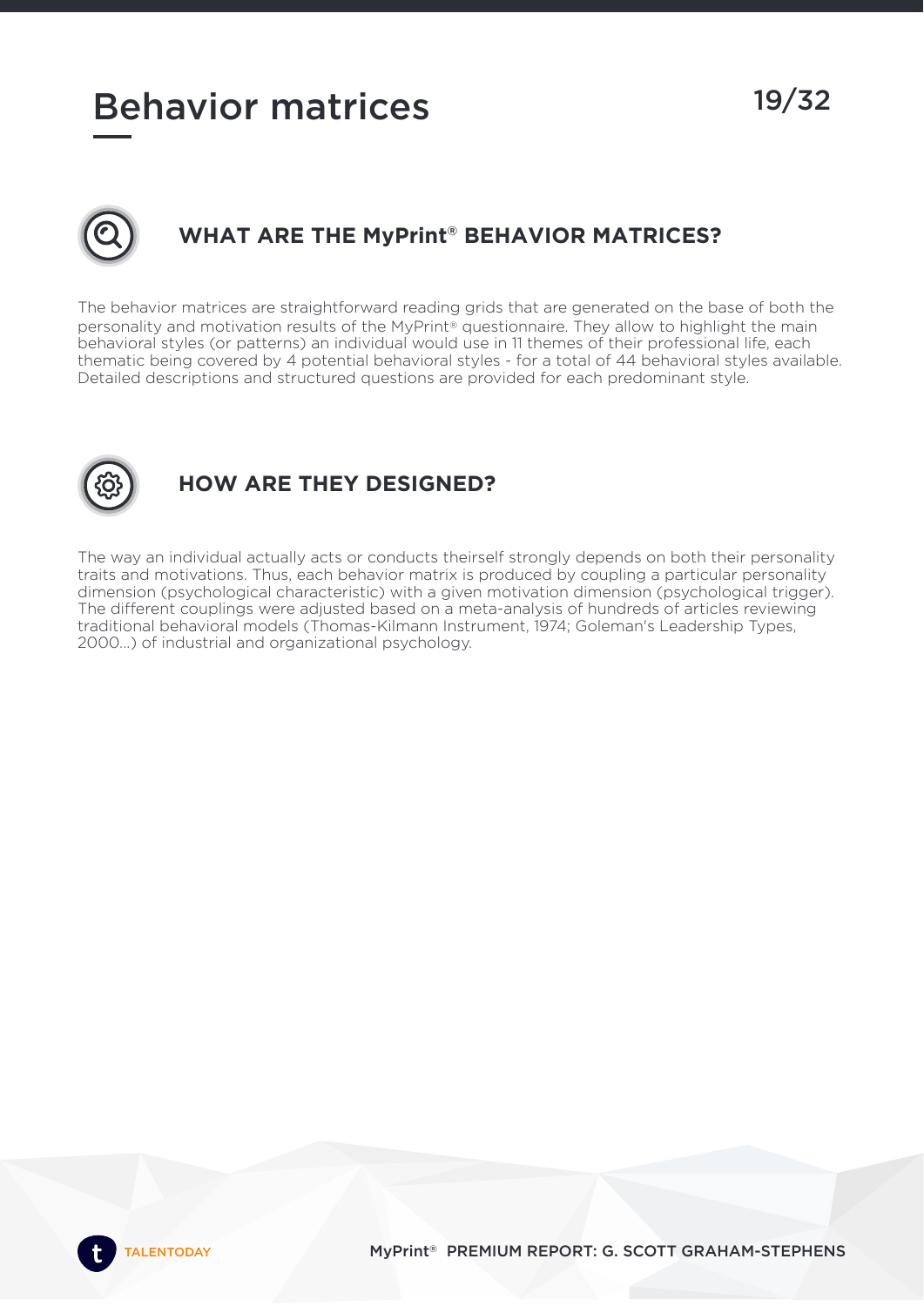# Behavior matrices

## WHAT ARE THE MyPrint® BEHAVIOR MATRICES?

The behavior matrices are straightforward reading grids that are generated on the base of both the personality and motivation results of the MyPrint® questionnaire. They allow to highlight the main behavioral styles (or patterns) an individual would use in 11 themes of their professional life, each thematic being covered by 4 potential behavioral styles - for a total of 44 behavioral styles available. Detailed descriptions and structured questions are provided for each predominant style.

## HOW ARE THEY DESIGNED?

The way an individual actually acts or conducts theirself strongly depends on both their personality traits and motivations. Thus, each behavior matrix is produced by coupling a particular personality dimension (psychological characteristic) with a given motivation dimension (psychological trigger). The different couplings were adjusted based on a meta-analysis of hundreds of articles reviewing traditional behavioral models (Thomas-Kilmann Instrument, 1974; Goleman's Leadership Types, 2000...) of industrial and organizational psychology.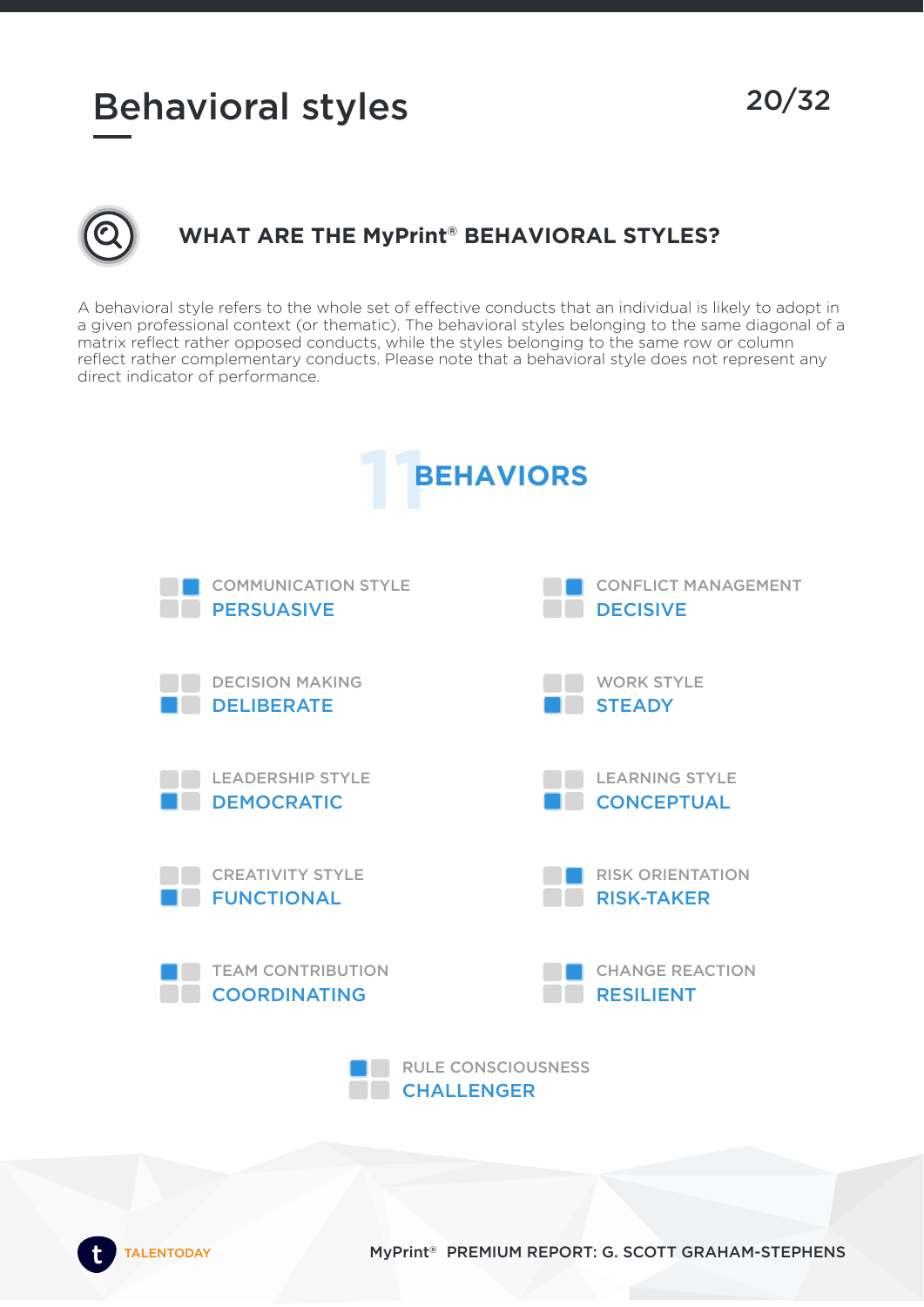# Behavioral styles

### WHAT ARE THE MyPrint® BEHAVIORAL STYLES?

A behavioral style refers to the whole set of effective conducts that an individual is likely to adopt in a given professional context (or thematic). The behavioral styles belonging to the same diagonal of a matrix reflect rather opposed conducts, while the styles belonging to the same row or column reflect rather complementary conducts. Please note that a behavioral style does not represent any direct indicator of performance.

## 11 BEHAVIORS

COMMUNICATION STYLE
**PERSUASIVE**

CONFLICT MANAGEMENT
**DECISIVE**

DECISION MAKING
**DELIBERATE**

WORK STYLE
**STEADY**

LEADERSHIP STYLE
**DEMOCRATIC**

LEARNING STYLE
**CONCEPTUAL**

CREATIVITY STYLE
**FUNCTIONAL**

RISK ORIENTATION
**RISK-TAKER**

TEAM CONTRIBUTION
**COORDINATING**

CHANGE REACTION
**RESILIENT**

RULE CONSCIOUSNESS
**CHALLENGER**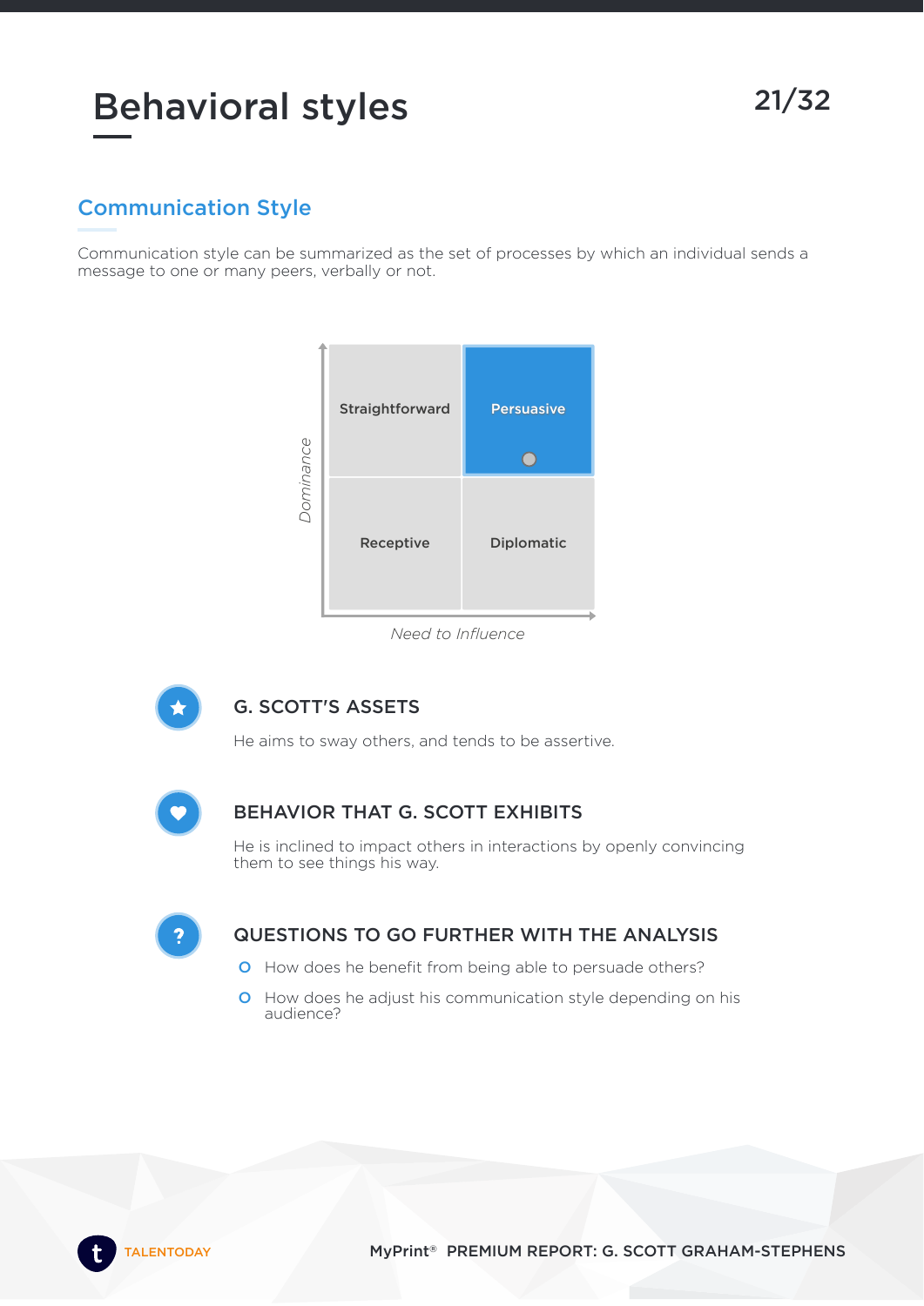# Behavioral styles

## Communication Style

Communication style can be summarized as the set of processes by which an individual sends a message to one or many peers, verbally or not.

| | |
|---|---|
| Straightforward | **Persuasive** |
| Receptive | Diplomatic |

*Dominance* (vertical axis) — *Need to Influence* (horizontal axis)

### G. SCOTT'S ASSETS

He aims to sway others, and tends to be assertive.

### BEHAVIOR THAT G. SCOTT EXHIBITS

He is inclined to impact others in interactions by openly convincing them to see things his way.

### QUESTIONS TO GO FURTHER WITH THE ANALYSIS

- How does he benefit from being able to persuade others?
- How does he adjust his communication style depending on his audience?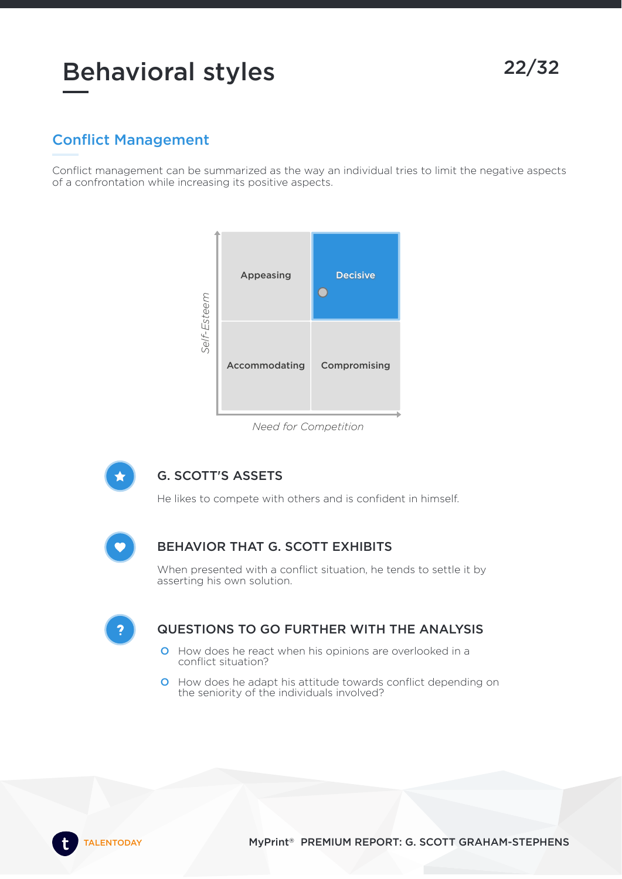# Behavioral styles

## Conflict Management

Conflict management can be summarized as the way an individual tries to limit the negative aspects of a confrontation while increasing its positive aspects.

| | | |
|---|---|---|
| Self-Esteem ↑ | Appeasing | Decisive |
| | Accommodating | Compromising |
| | Need for Competition → | |

### G. SCOTT'S ASSETS

He likes to compete with others and is confident in himself.

### BEHAVIOR THAT G. SCOTT EXHIBITS

When presented with a conflict situation, he tends to settle it by asserting his own solution.

### QUESTIONS TO GO FURTHER WITH THE ANALYSIS

- How does he react when his opinions are overlooked in a conflict situation?
- How does he adapt his attitude towards conflict depending on the seniority of the individuals involved?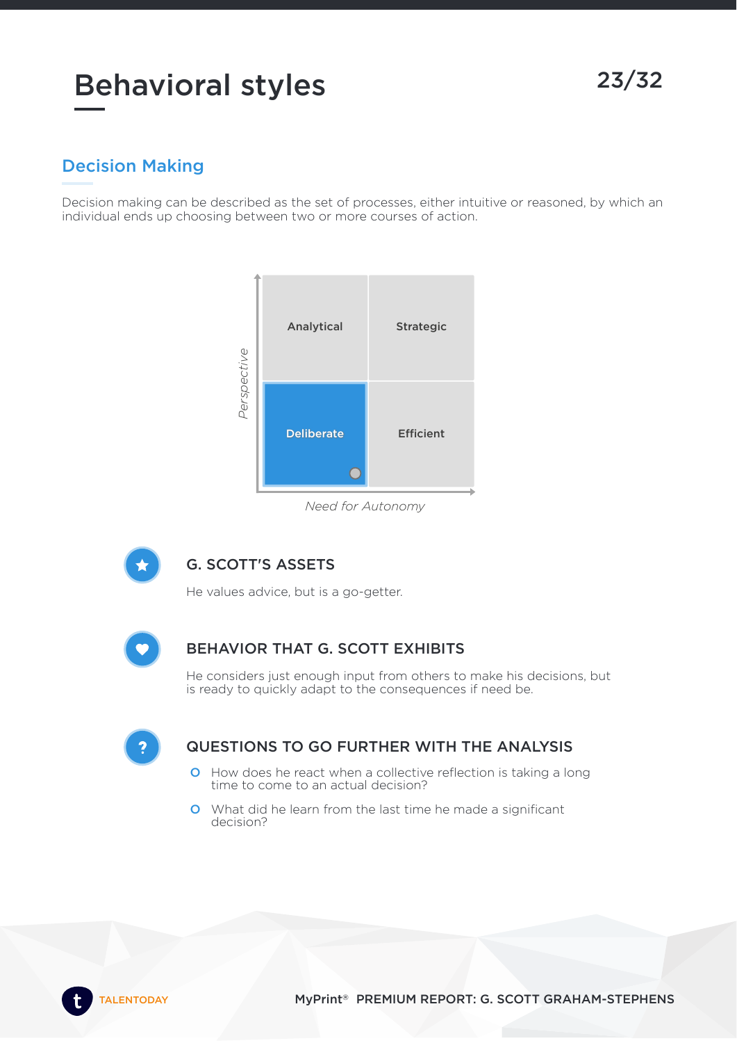# Behavioral styles

## Decision Making

Decision making can be described as the set of processes, either intuitive or reasoned, by which an individual ends up choosing between two or more courses of action.

| | | |
|---|---|---|
| Perspective | Analytical | Strategic |
| | **Deliberate** | Efficient |
| | Need for Autonomy | |

### G. SCOTT'S ASSETS

He values advice, but is a go-getter.

### BEHAVIOR THAT G. SCOTT EXHIBITS

He considers just enough input from others to make his decisions, but is ready to quickly adapt to the consequences if need be.

### QUESTIONS TO GO FURTHER WITH THE ANALYSIS

- How does he react when a collective reflection is taking a long time to come to an actual decision?
- What did he learn from the last time he made a significant decision?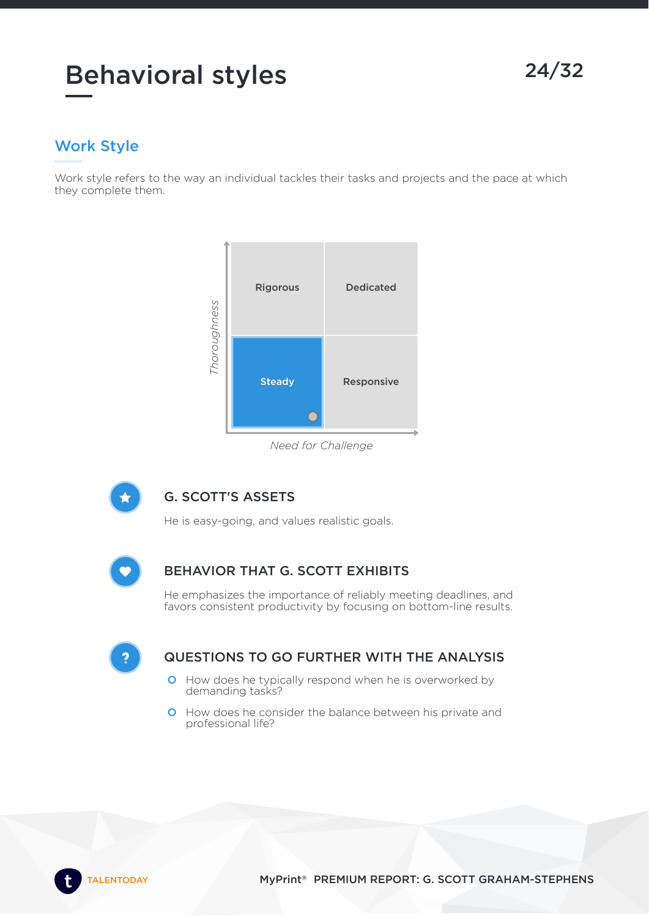# Behavioral styles

## Work Style

Work style refers to the way an individual tackles their tasks and projects and the pace at which they complete them.

| | | |
|---|---|---|
| Thoroughness | Rigorous | Dedicated |
| | **Steady** | Responsive |
| | Need for Challenge | |

### G. SCOTT'S ASSETS

He is easy-going, and values realistic goals.

### BEHAVIOR THAT G. SCOTT EXHIBITS

He emphasizes the importance of reliably meeting deadlines, and favors consistent productivity by focusing on bottom-line results.

### QUESTIONS TO GO FURTHER WITH THE ANALYSIS

- How does he typically respond when he is overworked by demanding tasks?
- How does he consider the balance between his private and professional life?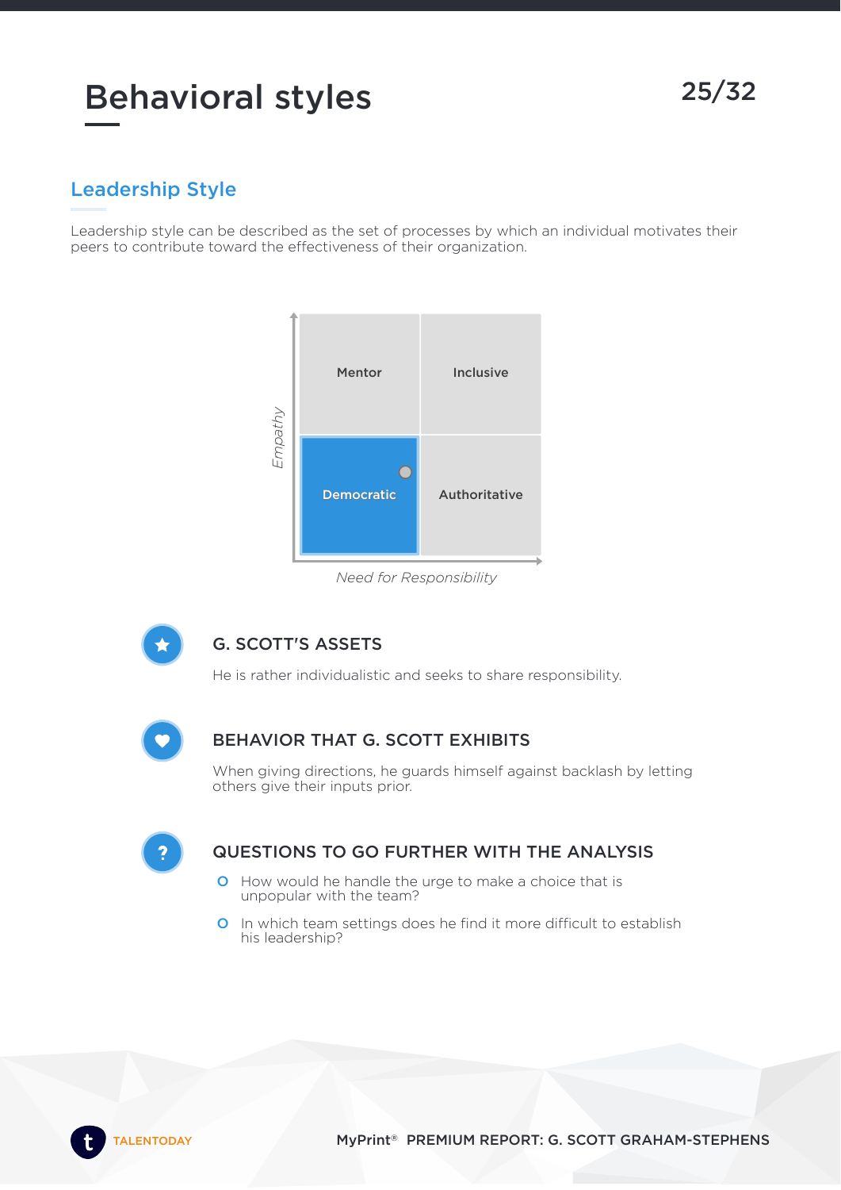# Behavioral styles

## Leadership Style

Leadership style can be described as the set of processes by which an individual motivates their peers to contribute toward the effectiveness of their organization.

| | Low Need for Responsibility | High Need for Responsibility |
|---|---|---|
| **High Empathy** | Mentor | Inclusive |
| **Low Empathy** | Democratic | Authoritative |

*Empathy* / *Need for Responsibility*

### G. SCOTT'S ASSETS

He is rather individualistic and seeks to share responsibility.

### BEHAVIOR THAT G. SCOTT EXHIBITS

When giving directions, he guards himself against backlash by letting others give their inputs prior.

### QUESTIONS TO GO FURTHER WITH THE ANALYSIS

- How would he handle the urge to make a choice that is unpopular with the team?
- In which team settings does he find it more difficult to establish his leadership?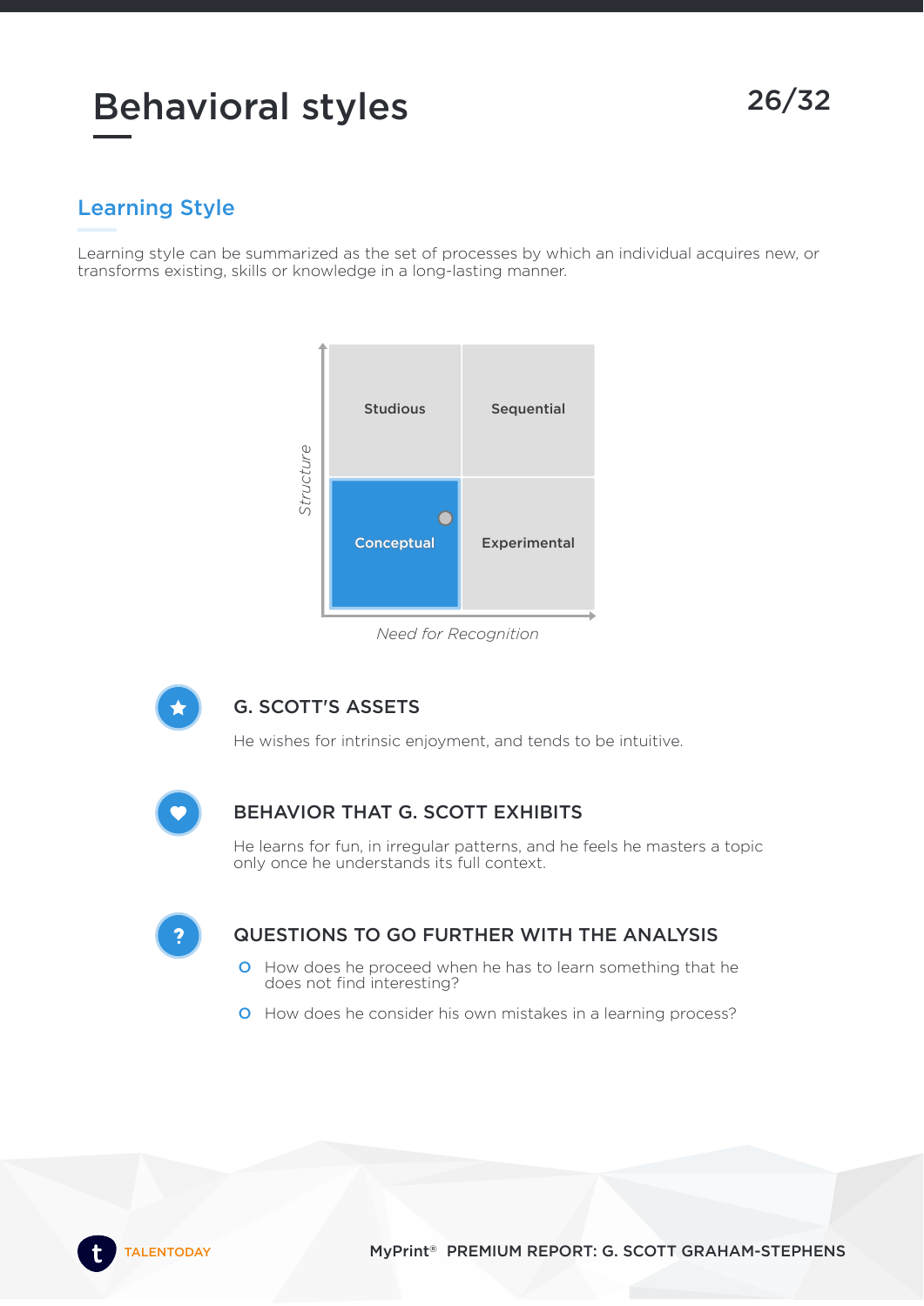# Behavioral styles

## Learning Style

Learning style can be summarized as the set of processes by which an individual acquires new, or transforms existing, skills or knowledge in a long-lasting manner.

| | | |
|---|---|---|
| *Structure* | Studious | Sequential |
| | **Conceptual** | Experimental |
| | *Need for Recognition* | |

### G. SCOTT'S ASSETS

He wishes for intrinsic enjoyment, and tends to be intuitive.

### BEHAVIOR THAT G. SCOTT EXHIBITS

He learns for fun, in irregular patterns, and he feels he masters a topic only once he understands its full context.

### QUESTIONS TO GO FURTHER WITH THE ANALYSIS

- How does he proceed when he has to learn something that he does not find interesting?
- How does he consider his own mistakes in a learning process?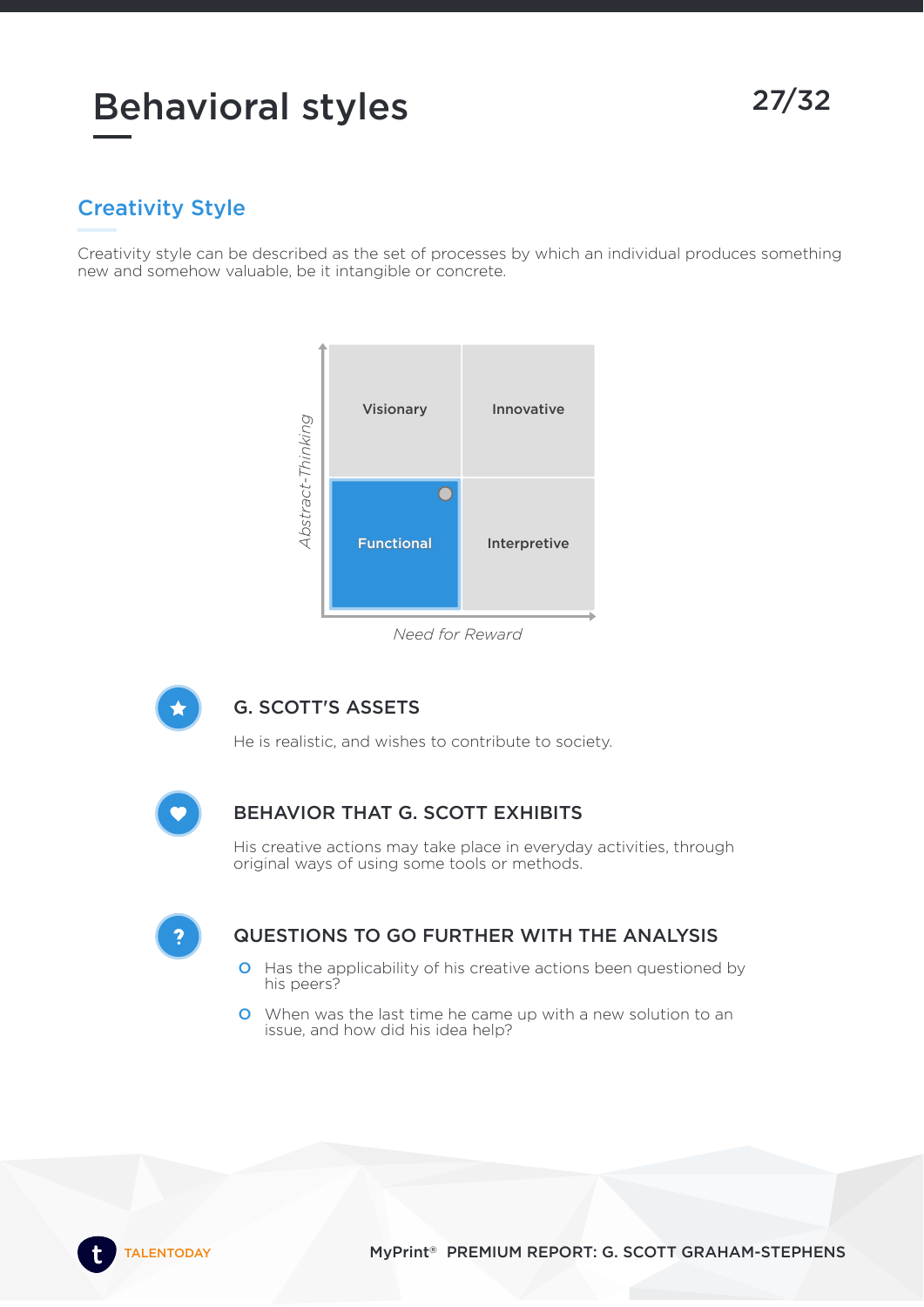# Behavioral styles

## Creativity Style

Creativity style can be described as the set of processes by which an individual produces something new and somehow valuable, be it intangible or concrete.

| | | |
|---|---|---|
| *Abstract-Thinking* | Visionary | Innovative |
| | **Functional** | Interpretive |
| | *Need for Reward* | |

### G. SCOTT'S ASSETS

He is realistic, and wishes to contribute to society.

### BEHAVIOR THAT G. SCOTT EXHIBITS

His creative actions may take place in everyday activities, through original ways of using some tools or methods.

### QUESTIONS TO GO FURTHER WITH THE ANALYSIS

- Has the applicability of his creative actions been questioned by his peers?
- When was the last time he came up with a new solution to an issue, and how did his idea help?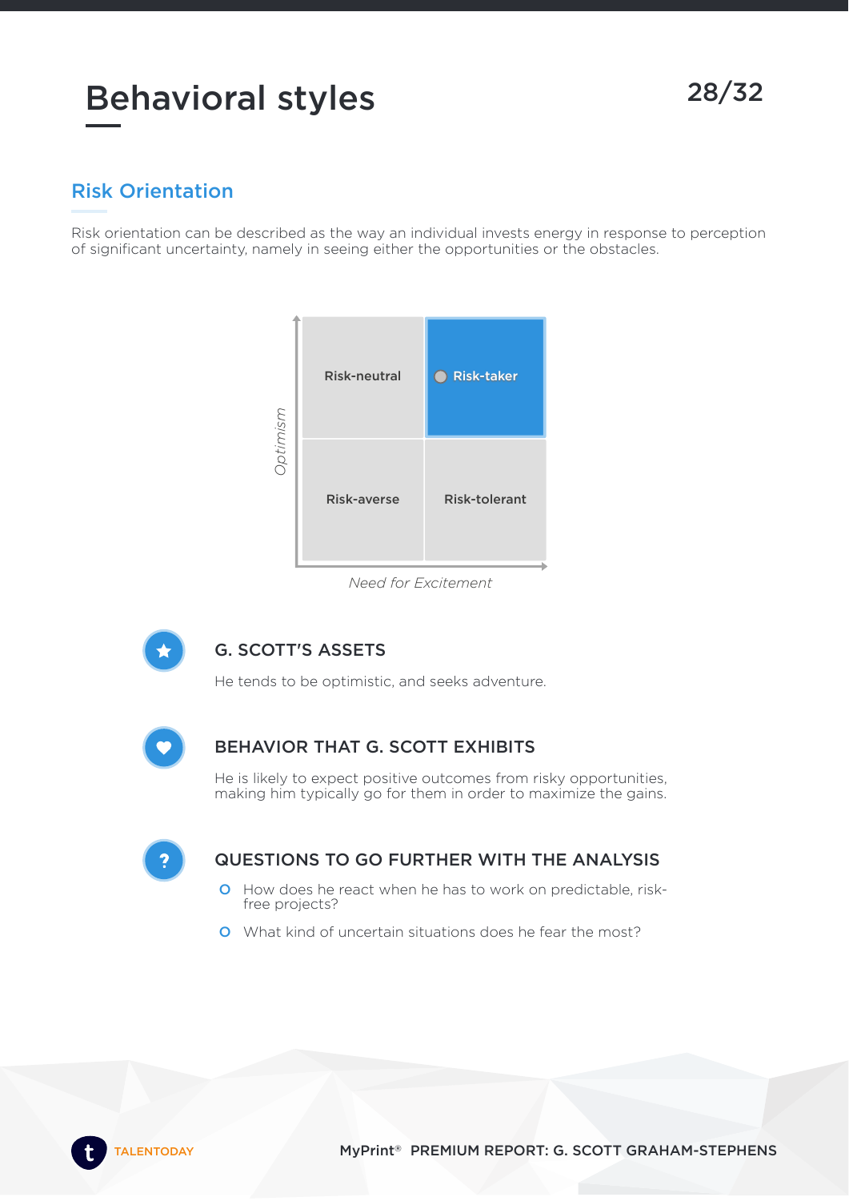# Behavioral styles

## Risk Orientation

Risk orientation can be described as the way an individual invests energy in response to perception of significant uncertainty, namely in seeing either the opportunities or the obstacles.

| | | |
|---|---|---|
| *Optimism* | Risk-neutral | Risk-taker |
| | Risk-averse | Risk-tolerant |
| | *Need for Excitement* | |

### G. SCOTT'S ASSETS

He tends to be optimistic, and seeks adventure.

### BEHAVIOR THAT G. SCOTT EXHIBITS

He is likely to expect positive outcomes from risky opportunities, making him typically go for them in order to maximize the gains.

### QUESTIONS TO GO FURTHER WITH THE ANALYSIS

- How does he react when he has to work on predictable, risk-free projects?
- What kind of uncertain situations does he fear the most?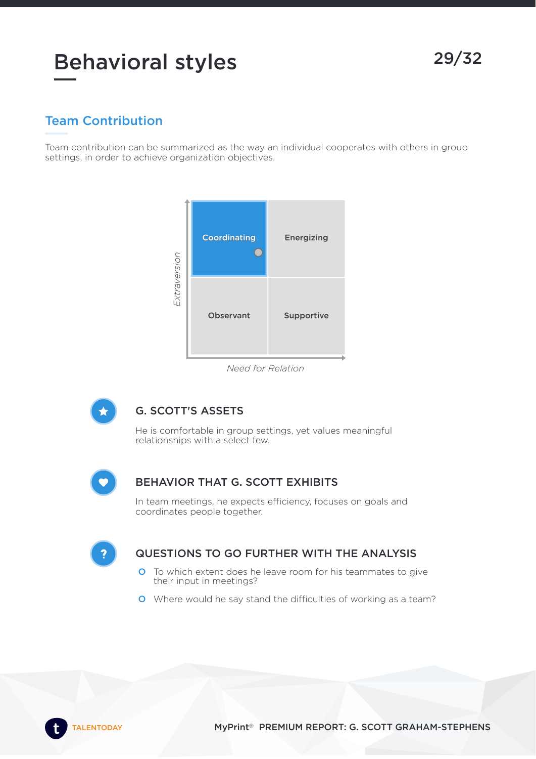# Behavioral styles

## Team Contribution

Team contribution can be summarized as the way an individual cooperates with others in group settings, in order to achieve organization objectives.

| | | |
|---|---|---|
| *Extraversion* | **Coordinating** | Energizing |
| | Observant | Supportive |
| | *Need for Relation* | |

### G. SCOTT'S ASSETS

He is comfortable in group settings, yet values meaningful relationships with a select few.

### BEHAVIOR THAT G. SCOTT EXHIBITS

In team meetings, he expects efficiency, focuses on goals and coordinates people together.

### QUESTIONS TO GO FURTHER WITH THE ANALYSIS

- To which extent does he leave room for his teammates to give their input in meetings?
- Where would he say stand the difficulties of working as a team?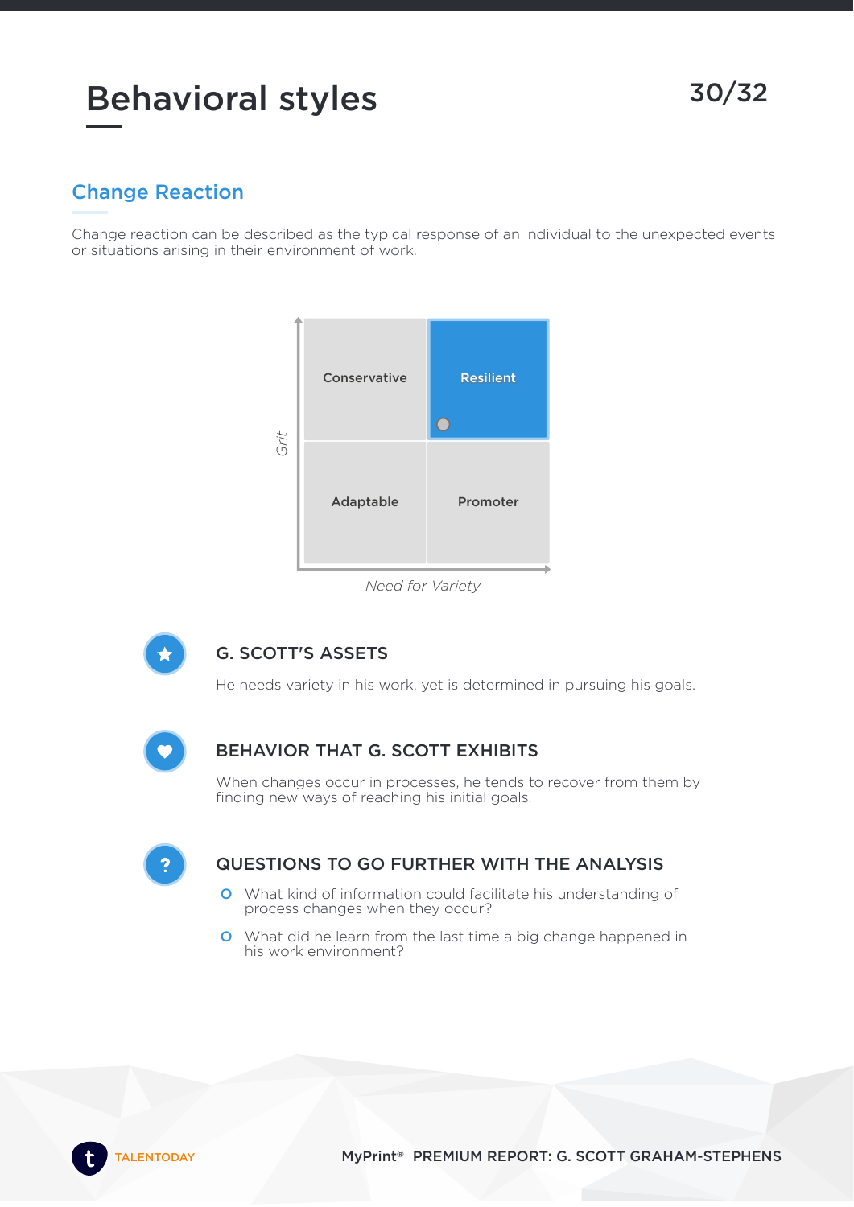# Behavioral styles

## Change Reaction

Change reaction can be described as the typical response of an individual to the unexpected events or situations arising in their environment of work.

| | | |
|---|---|---|
| Grit | Conservative | **Resilient** |
| | Adaptable | Promoter |
| | Need for Variety | |

### G. SCOTT'S ASSETS

He needs variety in his work, yet is determined in pursuing his goals.

### BEHAVIOR THAT G. SCOTT EXHIBITS

When changes occur in processes, he tends to recover from them by finding new ways of reaching his initial goals.

### QUESTIONS TO GO FURTHER WITH THE ANALYSIS

- What kind of information could facilitate his understanding of process changes when they occur?
- What did he learn from the last time a big change happened in his work environment?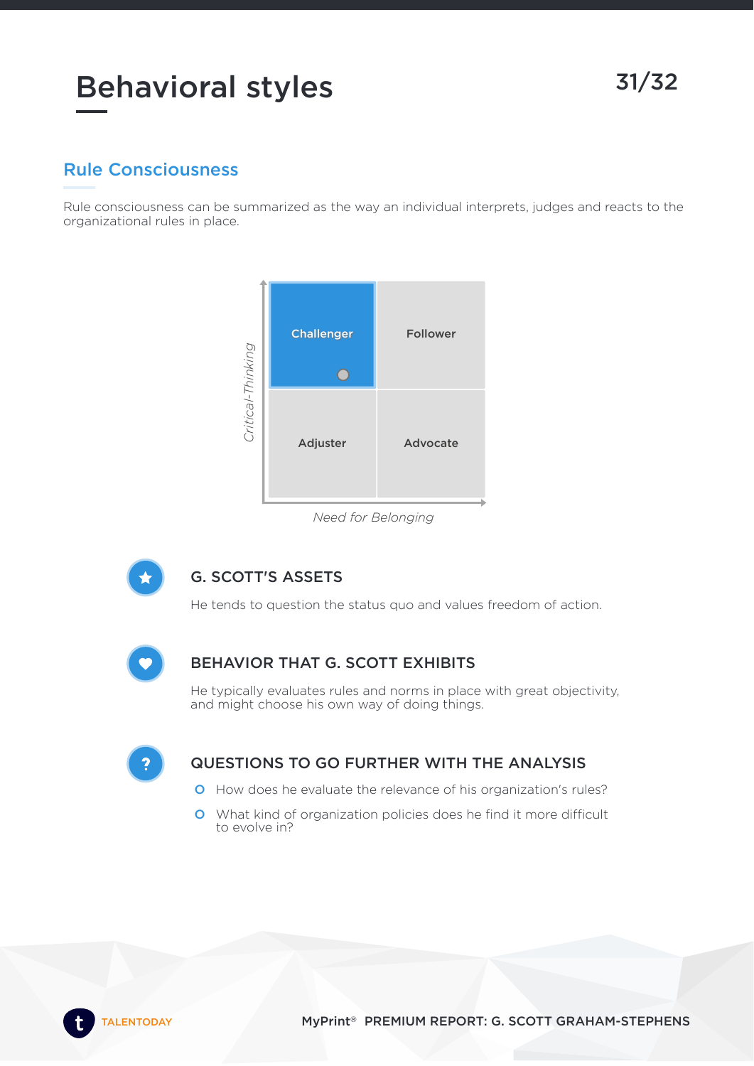# Behavioral styles

## Rule Consciousness

Rule consciousness can be summarized as the way an individual interprets, judges and reacts to the organizational rules in place.

| | | |
|---|---|---|
| *Critical-Thinking* | **Challenger** | Follower |
| | Adjuster | Advocate |
| | *Need for Belonging* | |

### G. SCOTT'S ASSETS

He tends to question the status quo and values freedom of action.

### BEHAVIOR THAT G. SCOTT EXHIBITS

He typically evaluates rules and norms in place with great objectivity, and might choose his own way of doing things.

### QUESTIONS TO GO FURTHER WITH THE ANALYSIS

- How does he evaluate the relevance of his organization's rules?
- What kind of organization policies does he find it more difficult to evolve in?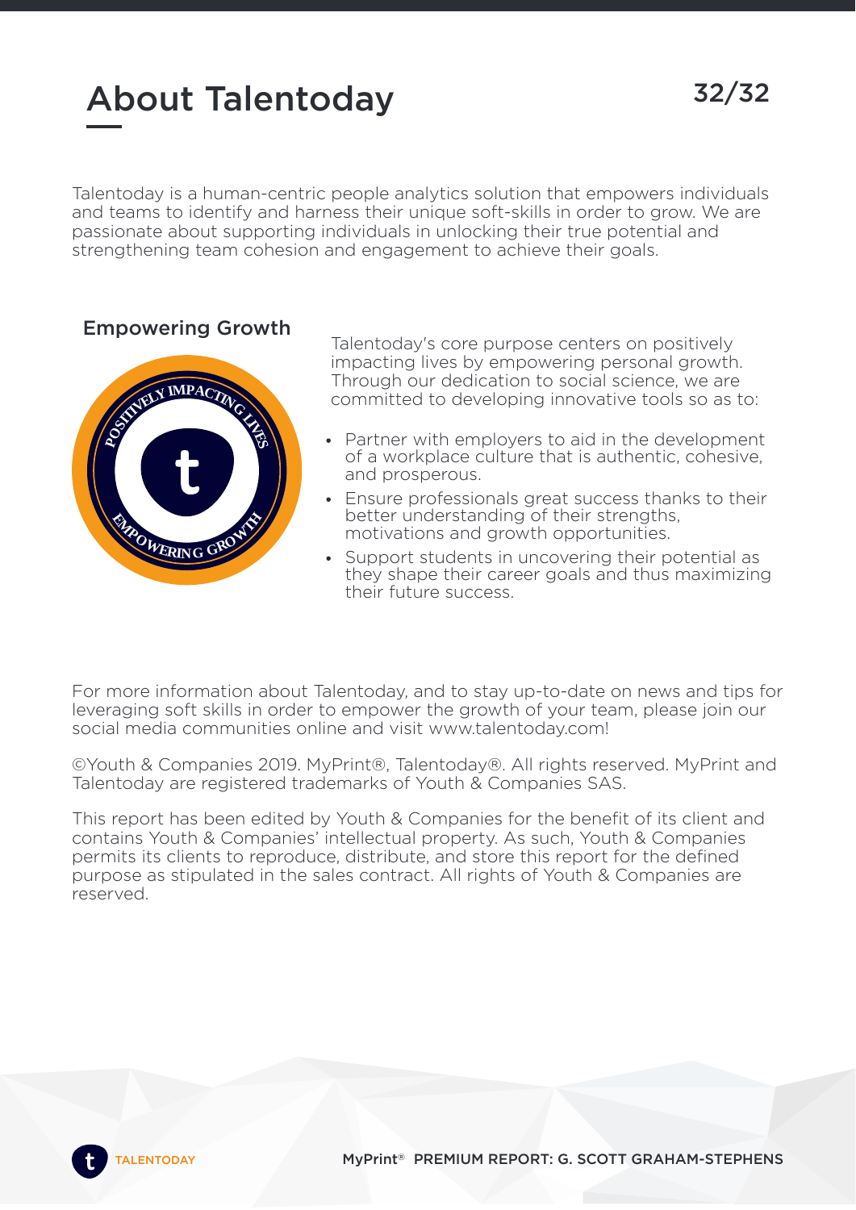# About Talentoday

Talentoday is a human-centric people analytics solution that empowers individuals and teams to identify and harness their unique soft-skills in order to grow. We are passionate about supporting individuals in unlocking their true potential and strengthening team cohesion and engagement to achieve their goals.

## Empowering Growth

Talentoday's core purpose centers on positively impacting lives by empowering personal growth. Through our dedication to social science, we are committed to developing innovative tools so as to:

- Partner with employers to aid in the development of a workplace culture that is authentic, cohesive, and prosperous.
- Ensure professionals great success thanks to their better understanding of their strengths, motivations and growth opportunities.
- Support students in uncovering their potential as they shape their career goals and thus maximizing their future success.

For more information about Talentoday, and to stay up-to-date on news and tips for leveraging soft skills in order to empower the growth of your team, please join our social media communities online and visit www.talentoday.com!

©Youth & Companies 2019. MyPrint®, Talentoday®. All rights reserved. MyPrint and Talentoday are registered trademarks of Youth & Companies SAS.

This report has been edited by Youth & Companies for the benefit of its client and contains Youth & Companies' intellectual property. As such, Youth & Companies permits its clients to reproduce, distribute, and store this report for the defined purpose as stipulated in the sales contract. All rights of Youth & Companies are reserved.